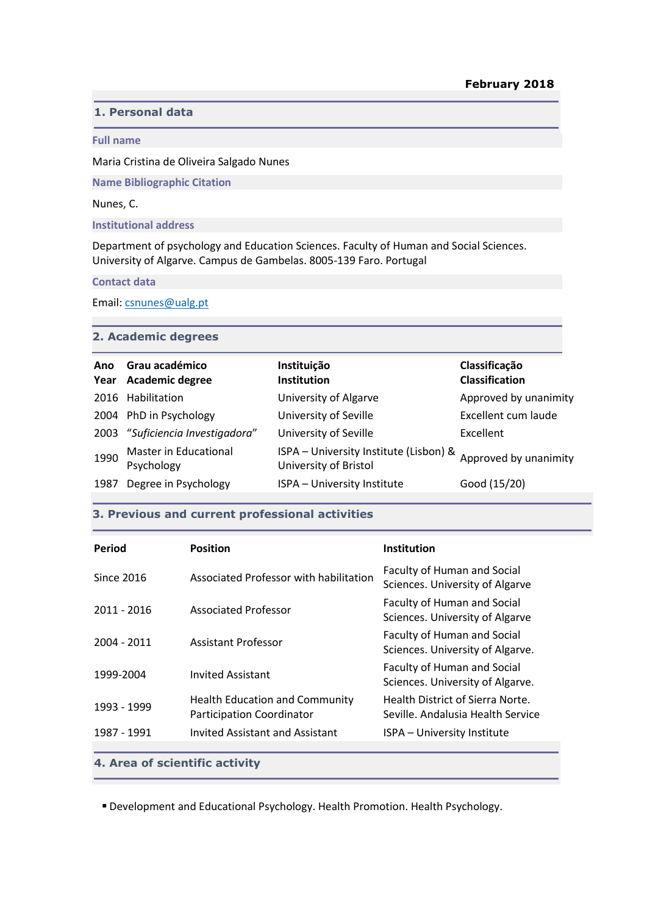**February 2018**

## 1. Personal data

### Full name

Maria Cristina de Oliveira Salgado Nunes

### Name Bibliographic Citation

Nunes, C.

### Institutional address

Department of psychology and Education Sciences. Faculty of Human and Social Sciences. University of Algarve. Campus de Gambelas. 8005-139 Faro. Portugal

### Contact data

Email: csnunes@ualg.pt

## 2. Academic degrees

| Ano<br>Year | Grau académico<br>Academic degree | Instituição<br>Institution | Classificação<br>Classification |
|---|---|---|---|
| 2016 | Habilitation | University of Algarve | Approved by unanimity |
| 2004 | PhD in Psychology | University of Seville | Excellent cum laude |
| 2003 | "*Suficiencia Investigadora*" | University of Seville | Excellent |
| 1990 | Master in Educational Psychology | ISPA – University Institute (Lisbon) & University of Bristol | Approved by unanimity |
| 1987 | Degree in Psychology | ISPA – University Institute | Good (15/20) |

## 3. Previous and current professional activities

| Period | Position | Institution |
|---|---|---|
| Since 2016 | Associated Professor with habilitation | Faculty of Human and Social Sciences. University of Algarve |
| 2011 - 2016 | Associated Professor | Faculty of Human and Social Sciences. University of Algarve |
| 2004 - 2011 | Assistant Professor | Faculty of Human and Social Sciences. University of Algarve. |
| 1999-2004 | Invited Assistant | Faculty of Human and Social Sciences. University of Algarve. |
| 1993 - 1999 | Health Education and Community Participation Coordinator | Health District of Sierra Norte. Seville. Andalusia Health Service |
| 1987 - 1991 | Invited Assistant and Assistant | ISPA – University Institute |

## 4. Area of scientific activity

- Development and Educational Psychology. Health Promotion. Health Psychology.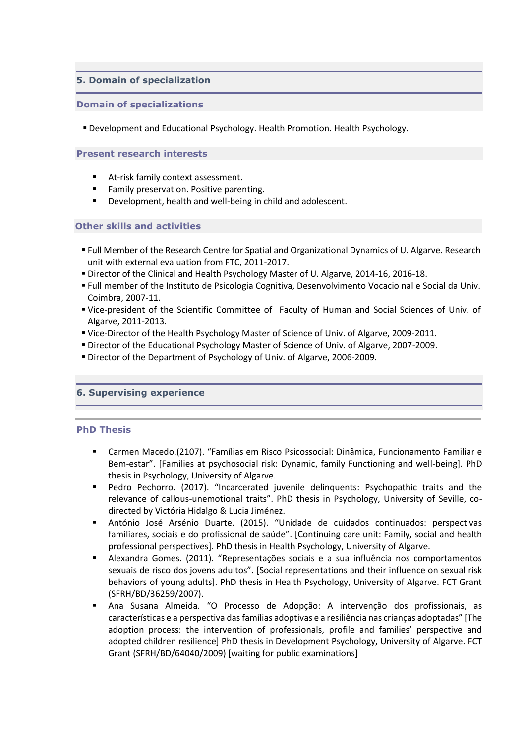## 5. Domain of specialization

### Domain of specializations

- Development and Educational Psychology. Health Promotion. Health Psychology.

### Present research interests

- At-risk family context assessment.
- Family preservation. Positive parenting.
- Development, health and well-being in child and adolescent.

### Other skills and activities

- Full Member of the Research Centre for Spatial and Organizational Dynamics of U. Algarve. Research unit with external evaluation from FTC, 2011-2017.
- Director of the Clinical and Health Psychology Master of U. Algarve, 2014-16, 2016-18.
- Full member of the Instituto de Psicologia Cognitiva, Desenvolvimento Vocacio nal e Social da Univ. Coimbra, 2007-11.
- Vice-president of the Scientific Committee of Faculty of Human and Social Sciences of Univ. of Algarve, 2011-2013.
- Vice-Director of the Health Psychology Master of Science of Univ. of Algarve, 2009-2011.
- Director of the Educational Psychology Master of Science of Univ. of Algarve, 2007-2009.
- Director of the Department of Psychology of Univ. of Algarve, 2006-2009.

## 6. Supervising experience

### PhD Thesis

- Carmen Macedo.(2107). "Famílias em Risco Psicossocial: Dinâmica, Funcionamento Familiar e Bem-estar". [Families at psychosocial risk: Dynamic, family Functioning and well-being]. PhD thesis in Psychology, University of Algarve.
- Pedro Pechorro. (2017). "Incarcerated juvenile delinquents: Psychopathic traits and the relevance of callous-unemotional traits". PhD thesis in Psychology, University of Seville, co-directed by Victória Hidalgo & Lucia Jiménez.
- António José Arsénio Duarte. (2015). "Unidade de cuidados continuados: perspectivas familiares, sociais e do profissional de saúde". [Continuing care unit: Family, social and health professional perspectives]. PhD thesis in Health Psychology, University of Algarve.
- Alexandra Gomes. (2011). "Representações sociais e a sua influência nos comportamentos sexuais de risco dos jovens adultos". [Social representations and their influence on sexual risk behaviors of young adults]. PhD thesis in Health Psychology, University of Algarve. FCT Grant (SFRH/BD/36259/2007).
- Ana Susana Almeida. "O Processo de Adopção: A intervenção dos profissionais, as características e a perspectiva das famílias adoptivas e a resiliência nas crianças adoptadas" [The adoption process: the intervention of professionals, profile and families' perspective and adopted children resilience] PhD thesis in Development Psychology, University of Algarve. FCT Grant (SFRH/BD/64040/2009) [waiting for public examinations]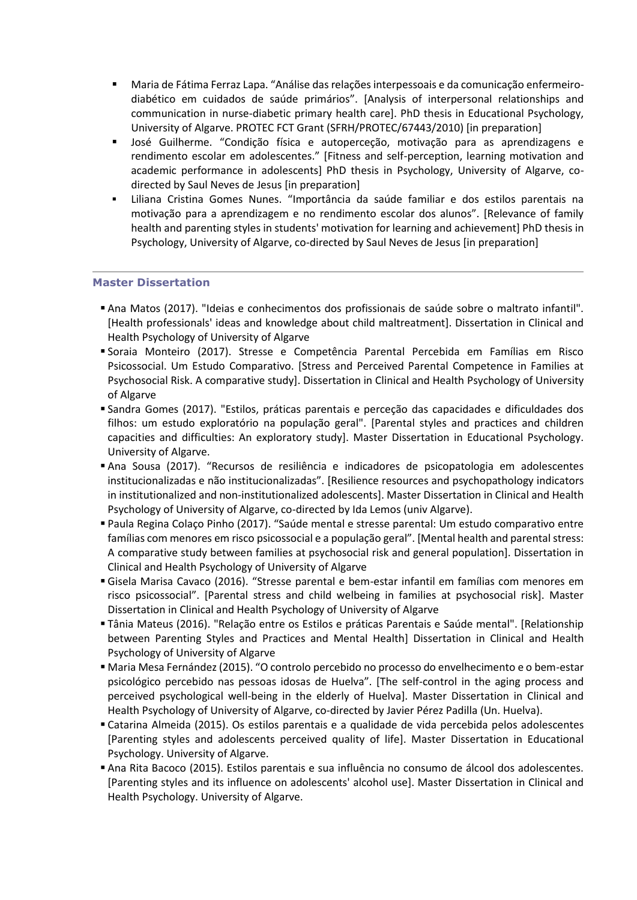- Maria de Fátima Ferraz Lapa. "Análise das relações interpessoais e da comunicação enfermeiro-diabético em cuidados de saúde primários". [Analysis of interpersonal relationships and communication in nurse-diabetic primary health care]. PhD thesis in Educational Psychology, University of Algarve. PROTEC FCT Grant (SFRH/PROTEC/67443/2010) [in preparation]
- José Guilherme. "Condição física e autoperceção, motivação para as aprendizagens e rendimento escolar em adolescentes." [Fitness and self-perception, learning motivation and academic performance in adolescents] PhD thesis in Psychology, University of Algarve, co-directed by Saul Neves de Jesus [in preparation]
- Liliana Cristina Gomes Nunes. "Importância da saúde familiar e dos estilos parentais na motivação para a aprendizagem e no rendimento escolar dos alunos". [Relevance of family health and parenting styles in students' motivation for learning and achievement] PhD thesis in Psychology, University of Algarve, co-directed by Saul Neves de Jesus [in preparation]

---

## Master Dissertation

- Ana Matos (2017). "Ideias e conhecimentos dos profissionais de saúde sobre o maltrato infantil". [Health professionals' ideas and knowledge about child maltreatment]. Dissertation in Clinical and Health Psychology of University of Algarve
- Soraia Monteiro (2017). Stresse e Competência Parental Percebida em Famílias em Risco Psicossocial. Um Estudo Comparativo. [Stress and Perceived Parental Competence in Families at Psychosocial Risk. A comparative study]. Dissertation in Clinical and Health Psychology of University of Algarve
- Sandra Gomes (2017). "Estilos, práticas parentais e perceção das capacidades e dificuldades dos filhos: um estudo exploratório na população geral". [Parental styles and practices and children capacities and difficulties: An exploratory study]. Master Dissertation in Educational Psychology. University of Algarve.
- Ana Sousa (2017). "Recursos de resiliência e indicadores de psicopatologia em adolescentes institucionalizadas e não institucionalizadas". [Resilience resources and psychopathology indicators in institutionalized and non-institutionalized adolescents]. Master Dissertation in Clinical and Health Psychology of University of Algarve, co-directed by Ida Lemos (univ Algarve).
- Paula Regina Colaço Pinho (2017). "Saúde mental e stresse parental: Um estudo comparativo entre famílias com menores em risco psicossocial e a população geral". [Mental health and parental stress: A comparative study between families at psychosocial risk and general population]. Dissertation in Clinical and Health Psychology of University of Algarve
- Gisela Marisa Cavaco (2016). "Stresse parental e bem-estar infantil em famílias com menores em risco psicossocial". [Parental stress and child welbeing in families at psychosocial risk]. Master Dissertation in Clinical and Health Psychology of University of Algarve
- Tânia Mateus (2016). "Relação entre os Estilos e práticas Parentais e Saúde mental". [Relationship between Parenting Styles and Practices and Mental Health] Dissertation in Clinical and Health Psychology of University of Algarve
- Maria Mesa Fernández (2015). "O controlo percebido no processo do envelhecimento e o bem-estar psicológico percebido nas pessoas idosas de Huelva". [The self-control in the aging process and perceived psychological well-being in the elderly of Huelva]. Master Dissertation in Clinical and Health Psychology of University of Algarve, co-directed by Javier Pérez Padilla (Un. Huelva).
- Catarina Almeida (2015). Os estilos parentais e a qualidade de vida percebida pelos adolescentes [Parenting styles and adolescents perceived quality of life]. Master Dissertation in Educational Psychology. University of Algarve.
- Ana Rita Bacoco (2015). Estilos parentais e sua influência no consumo de álcool dos adolescentes. [Parenting styles and its influence on adolescents' alcohol use]. Master Dissertation in Clinical and Health Psychology. University of Algarve.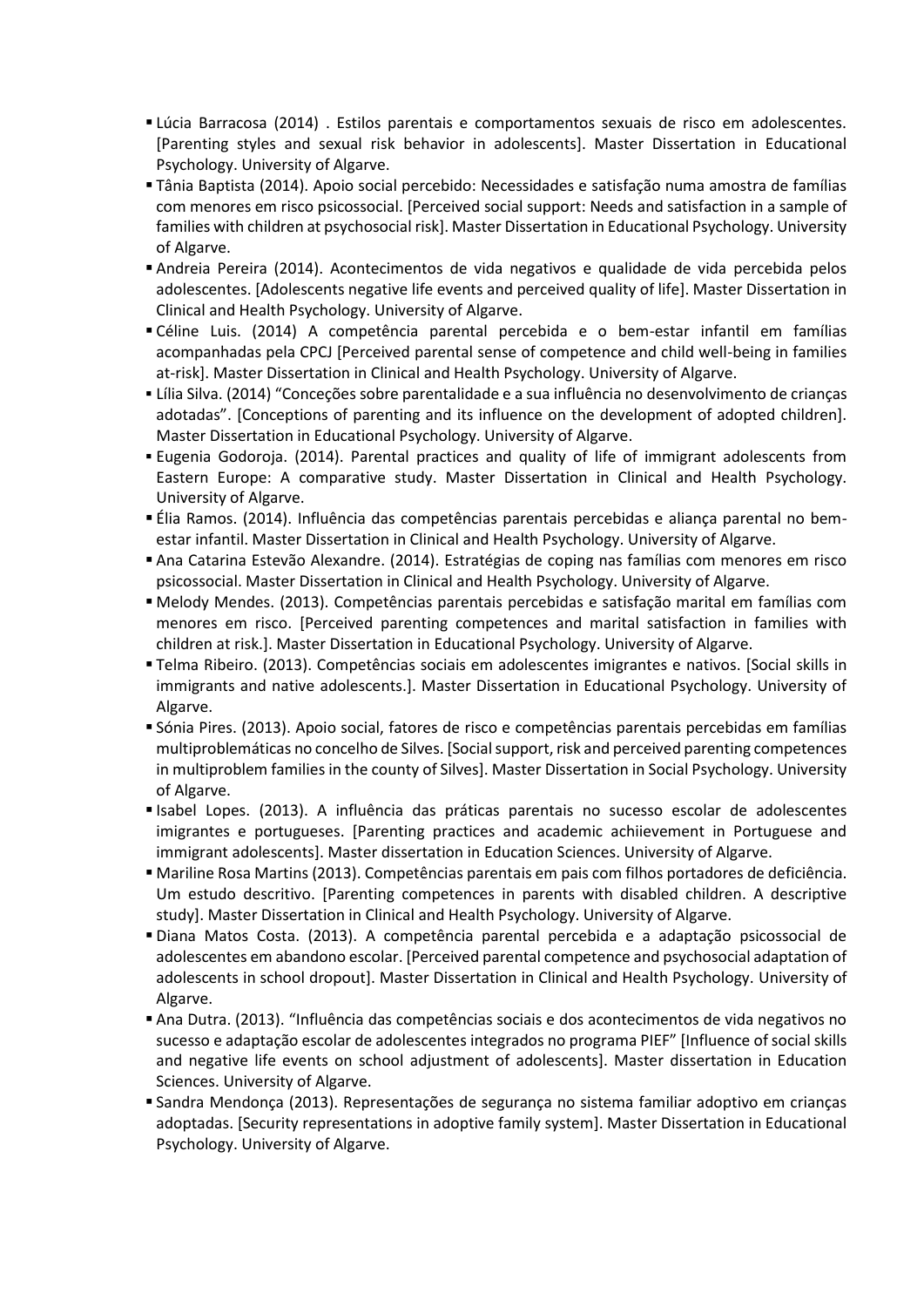- Lúcia Barracosa (2014) . Estilos parentais e comportamentos sexuais de risco em adolescentes. [Parenting styles and sexual risk behavior in adolescents]. Master Dissertation in Educational Psychology. University of Algarve.
- Tânia Baptista (2014). Apoio social percebido: Necessidades e satisfação numa amostra de famílias com menores em risco psicossocial. [Perceived social support: Needs and satisfaction in a sample of families with children at psychosocial risk]. Master Dissertation in Educational Psychology. University of Algarve.
- Andreia Pereira (2014). Acontecimentos de vida negativos e qualidade de vida percebida pelos adolescentes. [Adolescents negative life events and perceived quality of life]. Master Dissertation in Clinical and Health Psychology. University of Algarve.
- Céline Luis. (2014) A competência parental percebida e o bem-estar infantil em famílias acompanhadas pela CPCJ [Perceived parental sense of competence and child well-being in families at-risk]. Master Dissertation in Clinical and Health Psychology. University of Algarve.
- Lília Silva. (2014) "Conceções sobre parentalidade e a sua influência no desenvolvimento de crianças adotadas". [Conceptions of parenting and its influence on the development of adopted children]. Master Dissertation in Educational Psychology. University of Algarve.
- Eugenia Godoroja. (2014). Parental practices and quality of life of immigrant adolescents from Eastern Europe: A comparative study. Master Dissertation in Clinical and Health Psychology. University of Algarve.
- Élia Ramos. (2014). Influência das competências parentais percebidas e aliança parental no bem-estar infantil. Master Dissertation in Clinical and Health Psychology. University of Algarve.
- Ana Catarina Estevão Alexandre. (2014). Estratégias de coping nas famílias com menores em risco psicossocial. Master Dissertation in Clinical and Health Psychology. University of Algarve.
- Melody Mendes. (2013). Competências parentais percebidas e satisfação marital em famílias com menores em risco. [Perceived parenting competences and marital satisfaction in families with children at risk.]. Master Dissertation in Educational Psychology. University of Algarve.
- Telma Ribeiro. (2013). Competências sociais em adolescentes imigrantes e nativos. [Social skills in immigrants and native adolescents.]. Master Dissertation in Educational Psychology. University of Algarve.
- Sónia Pires. (2013). Apoio social, fatores de risco e competências parentais percebidas em famílias multiproblemáticas no concelho de Silves. [Social support, risk and perceived parenting competences in multiproblem families in the county of Silves]. Master Dissertation in Social Psychology. University of Algarve.
- Isabel Lopes. (2013). A influência das práticas parentais no sucesso escolar de adolescentes imigrantes e portugueses. [Parenting practices and academic achiievement in Portuguese and immigrant adolescents]. Master dissertation in Education Sciences. University of Algarve.
- Mariline Rosa Martins (2013). Competências parentais em pais com filhos portadores de deficiência. Um estudo descritivo. [Parenting competences in parents with disabled children. A descriptive study]. Master Dissertation in Clinical and Health Psychology. University of Algarve.
- Diana Matos Costa. (2013). A competência parental percebida e a adaptação psicossocial de adolescentes em abandono escolar. [Perceived parental competence and psychosocial adaptation of adolescents in school dropout]. Master Dissertation in Clinical and Health Psychology. University of Algarve.
- Ana Dutra. (2013). "Influência das competências sociais e dos acontecimentos de vida negativos no sucesso e adaptação escolar de adolescentes integrados no programa PIEF" [Influence of social skills and negative life events on school adjustment of adolescents]. Master dissertation in Education Sciences. University of Algarve.
- Sandra Mendonça (2013). Representações de segurança no sistema familiar adoptivo em crianças adoptadas. [Security representations in adoptive family system]. Master Dissertation in Educational Psychology. University of Algarve.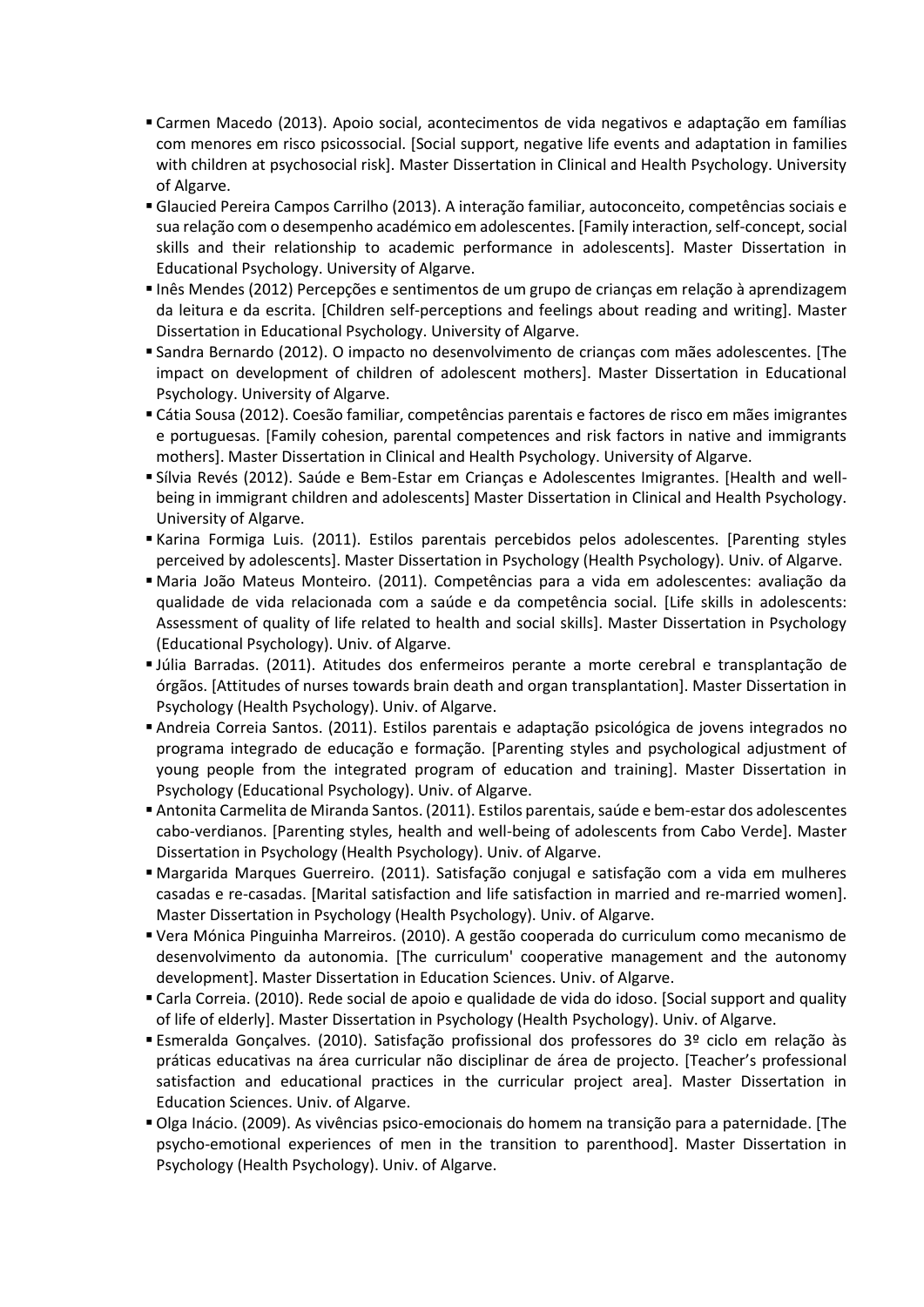- Carmen Macedo (2013). Apoio social, acontecimentos de vida negativos e adaptação em famílias com menores em risco psicossocial. [Social support, negative life events and adaptation in families with children at psychosocial risk]. Master Dissertation in Clinical and Health Psychology. University of Algarve.
- Glaucied Pereira Campos Carrilho (2013). A interação familiar, autoconceito, competências sociais e sua relação com o desempenho académico em adolescentes. [Family interaction, self-concept, social skills and their relationship to academic performance in adolescents]. Master Dissertation in Educational Psychology. University of Algarve.
- Inês Mendes (2012) Percepções e sentimentos de um grupo de crianças em relação à aprendizagem da leitura e da escrita. [Children self-perceptions and feelings about reading and writing]. Master Dissertation in Educational Psychology. University of Algarve.
- Sandra Bernardo (2012). O impacto no desenvolvimento de crianças com mães adolescentes. [The impact on development of children of adolescent mothers]. Master Dissertation in Educational Psychology. University of Algarve.
- Cátia Sousa (2012). Coesão familiar, competências parentais e factores de risco em mães imigrantes e portuguesas. [Family cohesion, parental competences and risk factors in native and immigrants mothers]. Master Dissertation in Clinical and Health Psychology. University of Algarve.
- Sílvia Revés (2012). Saúde e Bem-Estar em Crianças e Adolescentes Imigrantes. [Health and well-being in immigrant children and adolescents] Master Dissertation in Clinical and Health Psychology. University of Algarve.
- Karina Formiga Luis. (2011). Estilos parentais percebidos pelos adolescentes. [Parenting styles perceived by adolescents]. Master Dissertation in Psychology (Health Psychology). Univ. of Algarve.
- Maria João Mateus Monteiro. (2011). Competências para a vida em adolescentes: avaliação da qualidade de vida relacionada com a saúde e da competência social. [Life skills in adolescents: Assessment of quality of life related to health and social skills]. Master Dissertation in Psychology (Educational Psychology). Univ. of Algarve.
- Júlia Barradas. (2011). Atitudes dos enfermeiros perante a morte cerebral e transplantação de órgãos. [Attitudes of nurses towards brain death and organ transplantation]. Master Dissertation in Psychology (Health Psychology). Univ. of Algarve.
- Andreia Correia Santos. (2011). Estilos parentais e adaptação psicológica de jovens integrados no programa integrado de educação e formação. [Parenting styles and psychological adjustment of young people from the integrated program of education and training]. Master Dissertation in Psychology (Educational Psychology). Univ. of Algarve.
- Antonita Carmelita de Miranda Santos. (2011). Estilos parentais, saúde e bem-estar dos adolescentes cabo-verdianos. [Parenting styles, health and well-being of adolescents from Cabo Verde]. Master Dissertation in Psychology (Health Psychology). Univ. of Algarve.
- Margarida Marques Guerreiro. (2011). Satisfação conjugal e satisfação com a vida em mulheres casadas e re-casadas. [Marital satisfaction and life satisfaction in married and re-married women]. Master Dissertation in Psychology (Health Psychology). Univ. of Algarve.
- Vera Mónica Pinguinha Marreiros. (2010). A gestão cooperada do curriculum como mecanismo de desenvolvimento da autonomia. [The curriculum' cooperative management and the autonomy development]. Master Dissertation in Education Sciences. Univ. of Algarve.
- Carla Correia. (2010). Rede social de apoio e qualidade de vida do idoso. [Social support and quality of life of elderly]. Master Dissertation in Psychology (Health Psychology). Univ. of Algarve.
- Esmeralda Gonçalves. (2010). Satisfação profissional dos professores do 3º ciclo em relação às práticas educativas na área curricular não disciplinar de área de projecto. [Teacher's professional satisfaction and educational practices in the curricular project area]. Master Dissertation in Education Sciences. Univ. of Algarve.
- Olga Inácio. (2009). As vivências psico-emocionais do homem na transição para a paternidade. [The psycho-emotional experiences of men in the transition to parenthood]. Master Dissertation in Psychology (Health Psychology). Univ. of Algarve.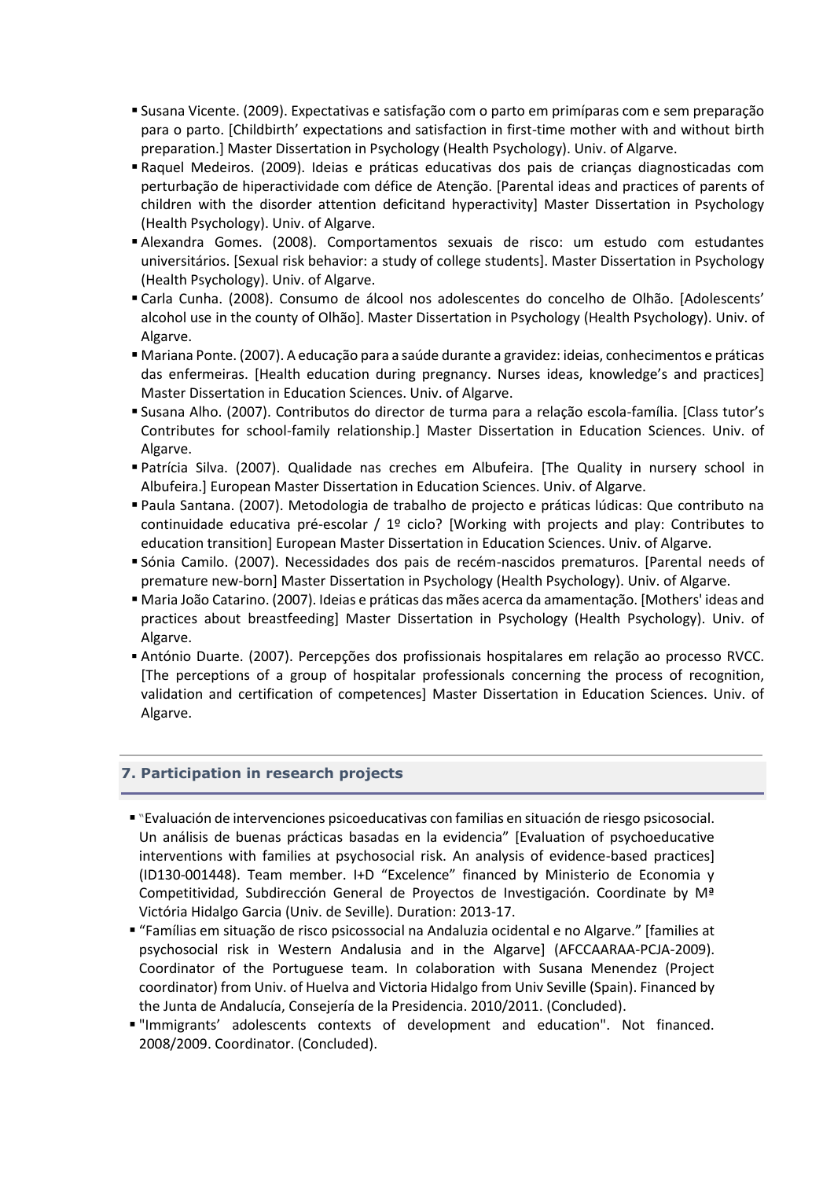- Susana Vicente. (2009). Expectativas e satisfação com o parto em primíparas com e sem preparação para o parto. [Childbirth' expectations and satisfaction in first-time mother with and without birth preparation.] Master Dissertation in Psychology (Health Psychology). Univ. of Algarve.
- Raquel Medeiros. (2009). Ideias e práticas educativas dos pais de crianças diagnosticadas com perturbação de hiperactividade com défice de Atenção. [Parental ideas and practices of parents of children with the disorder attention deficitand hyperactivity] Master Dissertation in Psychology (Health Psychology). Univ. of Algarve.
- Alexandra Gomes. (2008). Comportamentos sexuais de risco: um estudo com estudantes universitários. [Sexual risk behavior: a study of college students]. Master Dissertation in Psychology (Health Psychology). Univ. of Algarve.
- Carla Cunha. (2008). Consumo de álcool nos adolescentes do concelho de Olhão. [Adolescents' alcohol use in the county of Olhão]. Master Dissertation in Psychology (Health Psychology). Univ. of Algarve.
- Mariana Ponte. (2007). A educação para a saúde durante a gravidez: ideias, conhecimentos e práticas das enfermeiras. [Health education during pregnancy. Nurses ideas, knowledge's and practices] Master Dissertation in Education Sciences. Univ. of Algarve.
- Susana Alho. (2007). Contributos do director de turma para a relação escola-família. [Class tutor's Contributes for school-family relationship.] Master Dissertation in Education Sciences. Univ. of Algarve.
- Patrícia Silva. (2007). Qualidade nas creches em Albufeira. [The Quality in nursery school in Albufeira.] European Master Dissertation in Education Sciences. Univ. of Algarve.
- Paula Santana. (2007). Metodologia de trabalho de projecto e práticas lúdicas: Que contributo na continuidade educativa pré-escolar / 1º ciclo? [Working with projects and play: Contributes to education transition] European Master Dissertation in Education Sciences. Univ. of Algarve.
- Sónia Camilo. (2007). Necessidades dos pais de recém-nascidos prematuros. [Parental needs of premature new-born] Master Dissertation in Psychology (Health Psychology). Univ. of Algarve.
- Maria João Catarino. (2007). Ideias e práticas das mães acerca da amamentação. [Mothers' ideas and practices about breastfeeding] Master Dissertation in Psychology (Health Psychology). Univ. of Algarve.
- António Duarte. (2007). Percepções dos profissionais hospitalares em relação ao processo RVCC. [The perceptions of a group of hospitalar professionals concerning the process of recognition, validation and certification of competences] Master Dissertation in Education Sciences. Univ. of Algarve.

## 7. Participation in research projects

- "Evaluación de intervenciones psicoeducativas con familias en situación de riesgo psicosocial. Un análisis de buenas prácticas basadas en la evidencia" [Evaluation of psychoeducative interventions with families at psychosocial risk. An analysis of evidence-based practices] (ID130-001448). Team member. I+D "Excelence" financed by Ministerio de Economia y Competitividad, Subdirección General de Proyectos de Investigación. Coordinate by Mª Victória Hidalgo Garcia (Univ. de Seville). Duration: 2013-17.
- "Famílias em situação de risco psicossocial na Andaluzia ocidental e no Algarve." [families at psychosocial risk in Western Andalusia and in the Algarve] (AFCCAARAA-PCJA-2009). Coordinator of the Portuguese team. In colaboration with Susana Menendez (Project coordinator) from Univ. of Huelva and Victoria Hidalgo from Univ Seville (Spain). Financed by the Junta de Andalucía, Consejería de la Presidencia. 2010/2011. (Concluded).
- "Immigrants' adolescents contexts of development and education". Not financed. 2008/2009. Coordinator. (Concluded).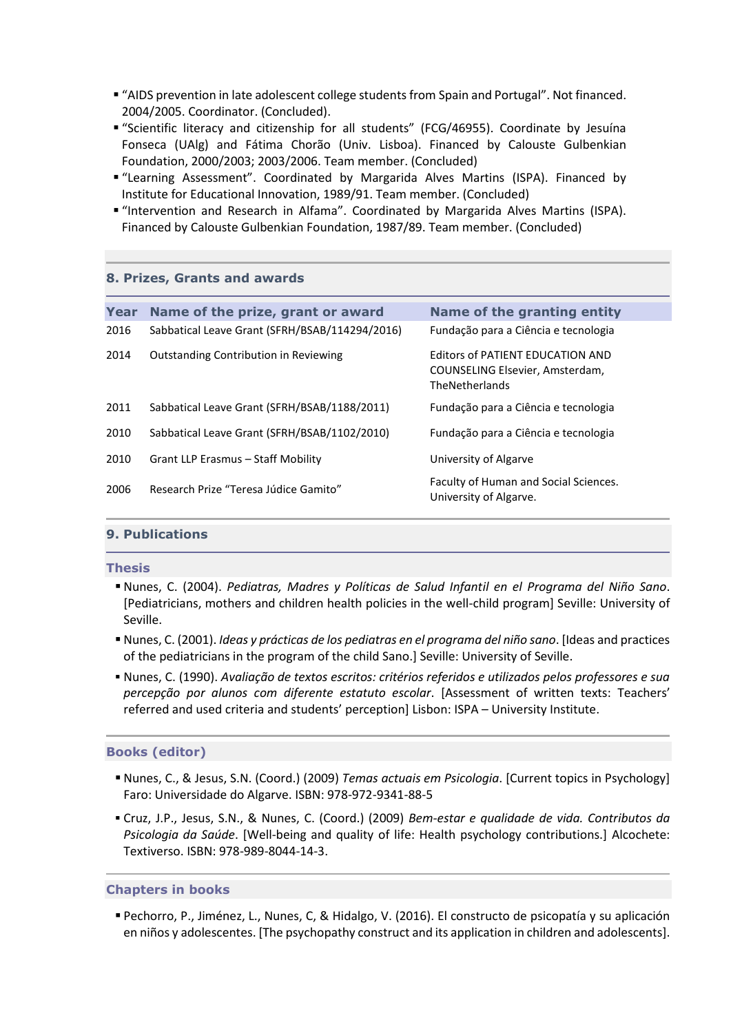- "AIDS prevention in late adolescent college students from Spain and Portugal". Not financed. 2004/2005. Coordinator. (Concluded).
- "Scientific literacy and citizenship for all students" (FCG/46955). Coordinate by Jesuína Fonseca (UAlg) and Fátima Chorão (Univ. Lisboa). Financed by Calouste Gulbenkian Foundation, 2000/2003; 2003/2006. Team member. (Concluded)
- "Learning Assessment". Coordinated by Margarida Alves Martins (ISPA). Financed by Institute for Educational Innovation, 1989/91. Team member. (Concluded)
- "Intervention and Research in Alfama". Coordinated by Margarida Alves Martins (ISPA). Financed by Calouste Gulbenkian Foundation, 1987/89. Team member. (Concluded)

## 8. Prizes, Grants and awards

| Year | Name of the prize, grant or award | Name of the granting entity |
|---|---|---|
| 2016 | Sabbatical Leave Grant (SFRH/BSAB/114294/2016) | Fundação para a Ciência e tecnologia |
| 2014 | Outstanding Contribution in Reviewing | Editors of PATIENT EDUCATION AND COUNSELING Elsevier, Amsterdam, TheNetherlands |
| 2011 | Sabbatical Leave Grant (SFRH/BSAB/1188/2011) | Fundação para a Ciência e tecnologia |
| 2010 | Sabbatical Leave Grant (SFRH/BSAB/1102/2010) | Fundação para a Ciência e tecnologia |
| 2010 | Grant LLP Erasmus – Staff Mobility | University of Algarve |
| 2006 | Research Prize "Teresa Júdice Gamito" | Faculty of Human and Social Sciences. University of Algarve. |

## 9. Publications

### Thesis

- Nunes, C. (2004). *Pediatras, Madres y Políticas de Salud Infantil en el Programa del Niño Sano*. [Pediatricians, mothers and children health policies in the well-child program] Seville: University of Seville.
- Nunes, C. (2001). *Ideas y prácticas de los pediatras en el programa del niño sano*. [Ideas and practices of the pediatricians in the program of the child Sano.] Seville: University of Seville.
- Nunes, C. (1990). *Avaliação de textos escritos: critérios referidos e utilizados pelos professores e sua percepção por alunos com diferente estatuto escolar*. [Assessment of written texts: Teachers' referred and used criteria and students' perception] Lisbon: ISPA – University Institute.

### Books (editor)

- Nunes, C., & Jesus, S.N. (Coord.) (2009) *Temas actuais em Psicologia*. [Current topics in Psychology] Faro: Universidade do Algarve. ISBN: 978-972-9341-88-5
- Cruz, J.P., Jesus, S.N., & Nunes, C. (Coord.) (2009) *Bem-estar e qualidade de vida. Contributos da Psicologia da Saúde*. [Well-being and quality of life: Health psychology contributions.] Alcochete: Textiverso. ISBN: 978-989-8044-14-3.

### Chapters in books

- Pechorro, P., Jiménez, L., Nunes, C, & Hidalgo, V. (2016). El constructo de psicopatía y su aplicación en niños y adolescentes. [The psychopathy construct and its application in children and adolescents].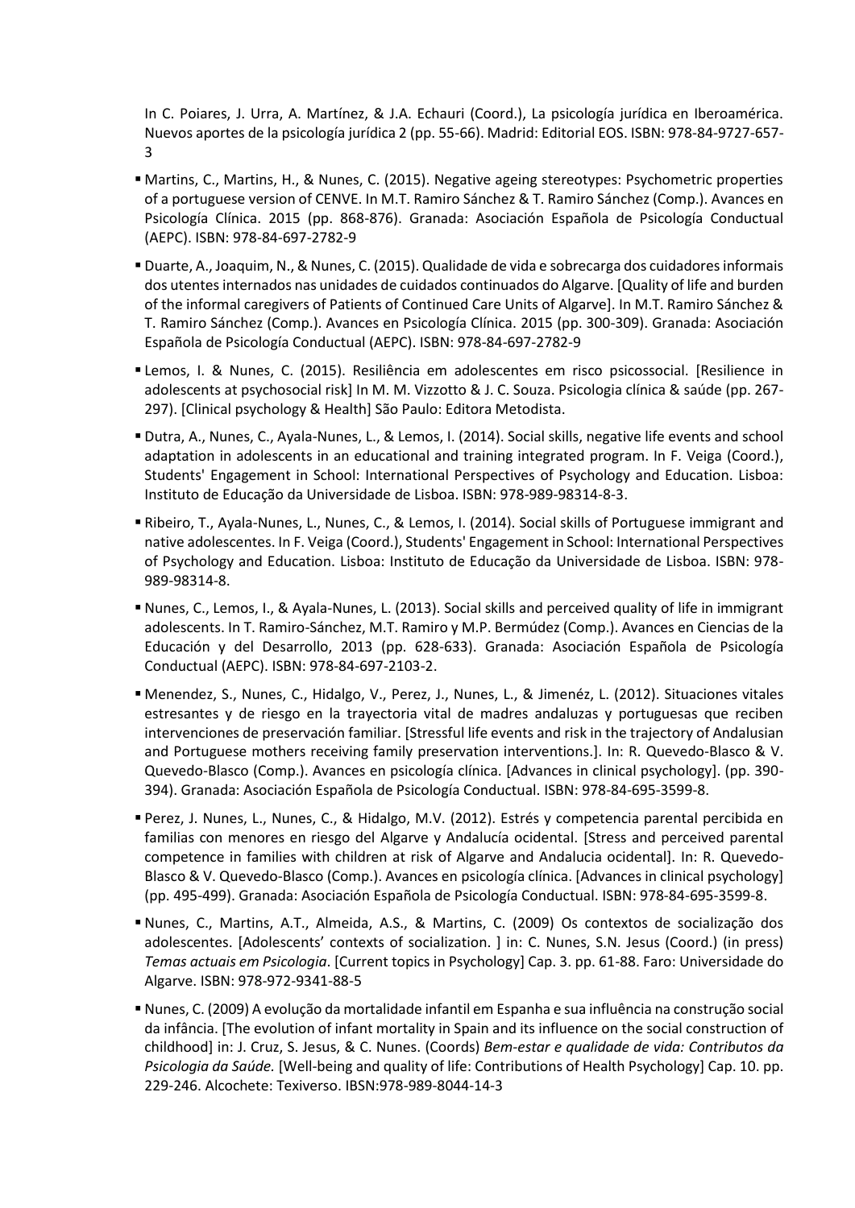In C. Poiares, J. Urra, A. Martínez, & J.A. Echauri (Coord.), La psicología jurídica en Iberoamérica. Nuevos aportes de la psicología jurídica 2 (pp. 55-66). Madrid: Editorial EOS. ISBN: 978-84-9727-657-3

- Martins, C., Martins, H., & Nunes, C. (2015). Negative ageing stereotypes: Psychometric properties of a portuguese version of CENVE. In M.T. Ramiro Sánchez & T. Ramiro Sánchez (Comp.). Avances en Psicología Clínica. 2015 (pp. 868-876). Granada: Asociación Española de Psicología Conductual (AEPC). ISBN: 978-84-697-2782-9
- Duarte, A., Joaquim, N., & Nunes, C. (2015). Qualidade de vida e sobrecarga dos cuidadores informais dos utentes internados nas unidades de cuidados continuados do Algarve. [Quality of life and burden of the informal caregivers of Patients of Continued Care Units of Algarve]. In M.T. Ramiro Sánchez & T. Ramiro Sánchez (Comp.). Avances en Psicología Clínica. 2015 (pp. 300-309). Granada: Asociación Española de Psicología Conductual (AEPC). ISBN: 978-84-697-2782-9
- Lemos, I. & Nunes, C. (2015). Resiliência em adolescentes em risco psicossocial. [Resilience in adolescents at psychosocial risk] In M. M. Vizzotto & J. C. Souza. Psicologia clínica & saúde (pp. 267-297). [Clinical psychology & Health] São Paulo: Editora Metodista.
- Dutra, A., Nunes, C., Ayala-Nunes, L., & Lemos, I. (2014). Social skills, negative life events and school adaptation in adolescents in an educational and training integrated program. In F. Veiga (Coord.), Students' Engagement in School: International Perspectives of Psychology and Education. Lisboa: Instituto de Educação da Universidade de Lisboa. ISBN: 978-989-98314-8-3.
- Ribeiro, T., Ayala-Nunes, L., Nunes, C., & Lemos, I. (2014). Social skills of Portuguese immigrant and native adolescentes. In F. Veiga (Coord.), Students' Engagement in School: International Perspectives of Psychology and Education. Lisboa: Instituto de Educação da Universidade de Lisboa. ISBN: 978-989-98314-8.
- Nunes, C., Lemos, I., & Ayala-Nunes, L. (2013). Social skills and perceived quality of life in immigrant adolescents. In T. Ramiro-Sánchez, M.T. Ramiro y M.P. Bermúdez (Comp.). Avances en Ciencias de la Educación y del Desarrollo, 2013 (pp. 628-633). Granada: Asociación Española de Psicología Conductual (AEPC). ISBN: 978-84-697-2103-2.
- Menendez, S., Nunes, C., Hidalgo, V., Perez, J., Nunes, L., & Jimenéz, L. (2012). Situaciones vitales estresantes y de riesgo en la trayectoria vital de madres andaluzas y portuguesas que reciben intervenciones de preservación familiar. [Stressful life events and risk in the trajectory of Andalusian and Portuguese mothers receiving family preservation interventions.]. In: R. Quevedo-Blasco & V. Quevedo-Blasco (Comp.). Avances en psicología clínica. [Advances in clinical psychology]. (pp. 390-394). Granada: Asociación Española de Psicología Conductual. ISBN: 978-84-695-3599-8.
- Perez, J. Nunes, L., Nunes, C., & Hidalgo, M.V. (2012). Estrés y competencia parental percibida en familias con menores en riesgo del Algarve y Andalucía ocidental. [Stress and perceived parental competence in families with children at risk of Algarve and Andalucia ocidental]. In: R. Quevedo-Blasco & V. Quevedo-Blasco (Comp.). Avances en psicología clínica. [Advances in clinical psychology] (pp. 495-499). Granada: Asociación Española de Psicología Conductual. ISBN: 978-84-695-3599-8.
- Nunes, C., Martins, A.T., Almeida, A.S., & Martins, C. (2009) Os contextos de socialização dos adolescentes. [Adolescents' contexts of socialization. ] in: C. Nunes, S.N. Jesus (Coord.) (in press) *Temas actuais em Psicologia*. [Current topics in Psychology] Cap. 3. pp. 61-88. Faro: Universidade do Algarve. ISBN: 978-972-9341-88-5
- Nunes, C. (2009) A evolução da mortalidade infantil em Espanha e sua influência na construção social da infância. [The evolution of infant mortality in Spain and its influence on the social construction of childhood] in: J. Cruz, S. Jesus, & C. Nunes. (Coords) *Bem-estar e qualidade de vida: Contributos da Psicologia da Saúde.* [Well-being and quality of life: Contributions of Health Psychology] Cap. 10. pp. 229-246. Alcochete: Texiverso. IBSN:978-989-8044-14-3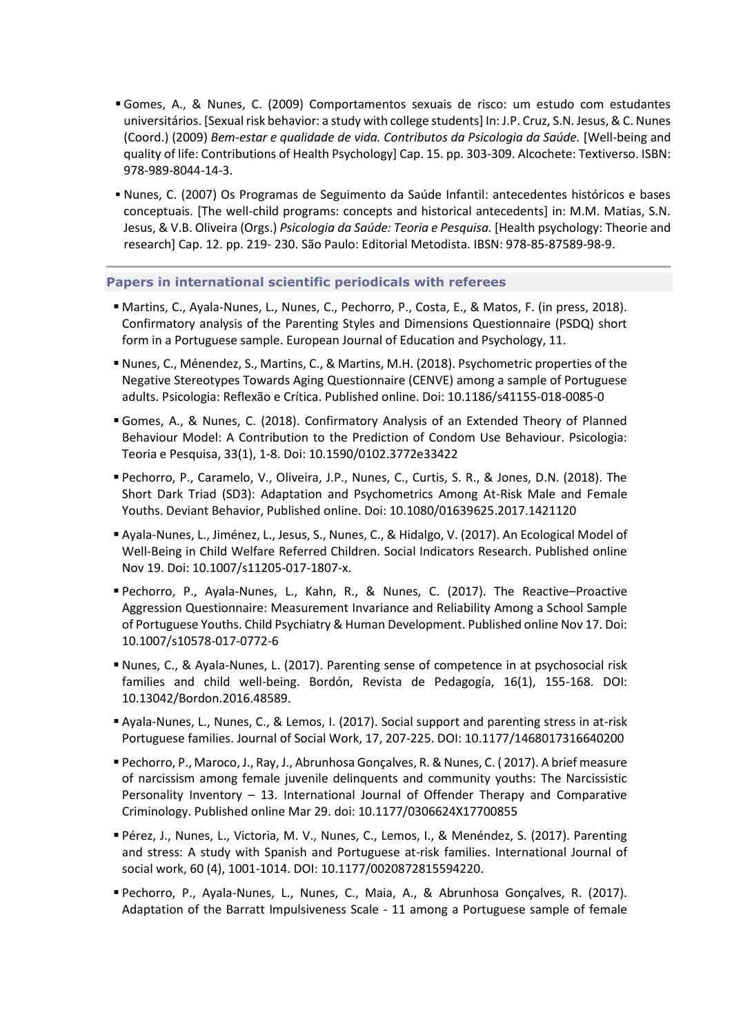- Gomes, A., & Nunes, C. (2009) Comportamentos sexuais de risco: um estudo com estudantes universitários. [Sexual risk behavior: a study with college students] In: J.P. Cruz, S.N. Jesus, & C. Nunes (Coord.) (2009) *Bem-estar e qualidade de vida. Contributos da Psicologia da Saúde.* [Well-being and quality of life: Contributions of Health Psychology] Cap. 15. pp. 303-309. Alcochete: Textiverso. ISBN: 978-989-8044-14-3.
- Nunes, C. (2007) Os Programas de Seguimento da Saúde Infantil: antecedentes históricos e bases conceptuais. [The well-child programs: concepts and historical antecedents] in: M.M. Matias, S.N. Jesus, & V.B. Oliveira (Orgs.) *Psicologia da Saúde: Teoria e Pesquisa.* [Health psychology: Theorie and research] Cap. 12. pp. 219- 230. São Paulo: Editorial Metodista. IBSN: 978-85-87589-98-9.

## Papers in international scientific periodicals with referees

- Martins, C., Ayala-Nunes, L., Nunes, C., Pechorro, P., Costa, E., & Matos, F. (in press, 2018). Confirmatory analysis of the Parenting Styles and Dimensions Questionnaire (PSDQ) short form in a Portuguese sample. European Journal of Education and Psychology, 11.
- Nunes, C., Ménendez, S., Martins, C., & Martins, M.H. (2018). Psychometric properties of the Negative Stereotypes Towards Aging Questionnaire (CENVE) among a sample of Portuguese adults. Psicologia: Reflexão e Crítica. Published online. Doi: 10.1186/s41155-018-0085-0
- Gomes, A., & Nunes, C. (2018). Confirmatory Analysis of an Extended Theory of Planned Behaviour Model: A Contribution to the Prediction of Condom Use Behaviour. Psicologia: Teoria e Pesquisa, 33(1), 1-8. Doi: 10.1590/0102.3772e33422
- Pechorro, P., Caramelo, V., Oliveira, J.P., Nunes, C., Curtis, S. R., & Jones, D.N. (2018). The Short Dark Triad (SD3): Adaptation and Psychometrics Among At-Risk Male and Female Youths. Deviant Behavior, Published online. Doi: 10.1080/01639625.2017.1421120
- Ayala-Nunes, L., Jiménez, L., Jesus, S., Nunes, C., & Hidalgo, V. (2017). An Ecological Model of Well-Being in Child Welfare Referred Children. Social Indicators Research. Published online Nov 19. Doi: 10.1007/s11205-017-1807-x.
- Pechorro, P., Ayala-Nunes, L., Kahn, R., & Nunes, C. (2017). The Reactive–Proactive Aggression Questionnaire: Measurement Invariance and Reliability Among a School Sample of Portuguese Youths. Child Psychiatry & Human Development. Published online Nov 17. Doi: 10.1007/s10578-017-0772-6
- Nunes, C., & Ayala-Nunes, L. (2017). Parenting sense of competence in at psychosocial risk families and child well-being. Bordón, Revista de Pedagogía, 16(1), 155-168. DOI: 10.13042/Bordon.2016.48589.
- Ayala-Nunes, L., Nunes, C., & Lemos, I. (2017). Social support and parenting stress in at-risk Portuguese families. Journal of Social Work, 17, 207-225. DOI: 10.1177/1468017316640200
- Pechorro, P., Maroco, J., Ray, J., Abrunhosa Gonçalves, R. & Nunes, C. ( 2017). A brief measure of narcissism among female juvenile delinquents and community youths: The Narcissistic Personality Inventory – 13. International Journal of Offender Therapy and Comparative Criminology. Published online Mar 29. doi: 10.1177/0306624X17700855
- Pérez, J., Nunes, L., Victoria, M. V., Nunes, C., Lemos, I., & Menéndez, S. (2017). Parenting and stress: A study with Spanish and Portuguese at-risk families. International Journal of social work, 60 (4), 1001-1014. DOI: 10.1177/0020872815594220.
- Pechorro, P., Ayala-Nunes, L., Nunes, C., Maia, A., & Abrunhosa Gonçalves, R. (2017). Adaptation of the Barratt Impulsiveness Scale - 11 among a Portuguese sample of female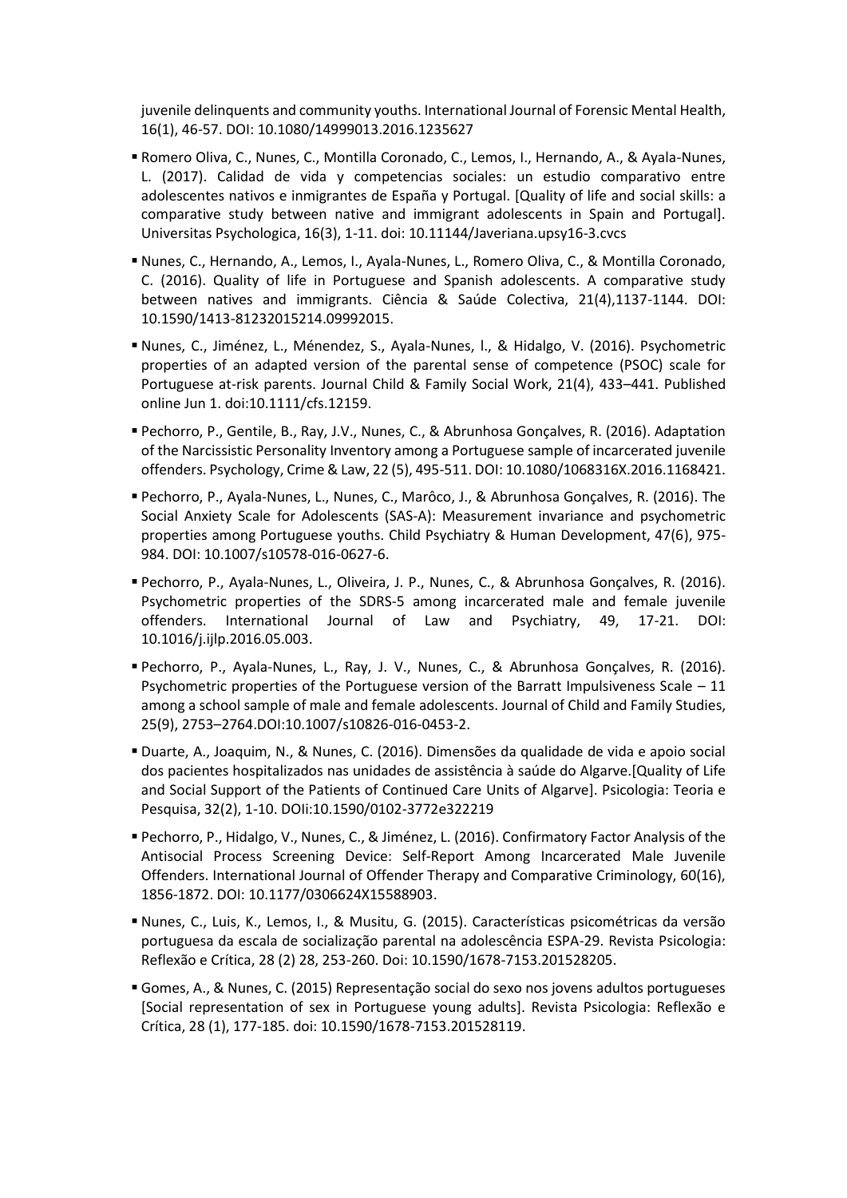juvenile delinquents and community youths. International Journal of Forensic Mental Health, 16(1), 46-57. DOI: 10.1080/14999013.2016.1235627

- Romero Oliva, C., Nunes, C., Montilla Coronado, C., Lemos, I., Hernando, A., & Ayala-Nunes, L. (2017). Calidad de vida y competencias sociales: un estudio comparativo entre adolescentes nativos e inmigrantes de España y Portugal. [Quality of life and social skills: a comparative study between native and immigrant adolescents in Spain and Portugal]. Universitas Psychologica, 16(3), 1-11. doi: 10.11144/Javeriana.upsy16-3.cvcs

- Nunes, C., Hernando, A., Lemos, I., Ayala-Nunes, L., Romero Oliva, C., & Montilla Coronado, C. (2016). Quality of life in Portuguese and Spanish adolescents. A comparative study between natives and immigrants. Ciência & Saúde Colectiva, 21(4),1137-1144. DOI: 10.1590/1413-81232015214.09992015.

- Nunes, C., Jiménez, L., Ménendez, S., Ayala-Nunes, l., & Hidalgo, V. (2016). Psychometric properties of an adapted version of the parental sense of competence (PSOC) scale for Portuguese at-risk parents. Journal Child & Family Social Work, 21(4), 433–441. Published online Jun 1. doi:10.1111/cfs.12159.

- Pechorro, P., Gentile, B., Ray, J.V., Nunes, C., & Abrunhosa Gonçalves, R. (2016). Adaptation of the Narcissistic Personality Inventory among a Portuguese sample of incarcerated juvenile offenders. Psychology, Crime & Law, 22 (5), 495-511. DOI: 10.1080/1068316X.2016.1168421.

- Pechorro, P., Ayala-Nunes, L., Nunes, C., Marôco, J., & Abrunhosa Gonçalves, R. (2016). The Social Anxiety Scale for Adolescents (SAS-A): Measurement invariance and psychometric properties among Portuguese youths. Child Psychiatry & Human Development, 47(6), 975-984. DOI: 10.1007/s10578-016-0627-6.

- Pechorro, P., Ayala-Nunes, L., Oliveira, J. P., Nunes, C., & Abrunhosa Gonçalves, R. (2016). Psychometric properties of the SDRS-5 among incarcerated male and female juvenile offenders. International Journal of Law and Psychiatry, 49, 17-21. DOI: 10.1016/j.ijlp.2016.05.003.

- Pechorro, P., Ayala-Nunes, L., Ray, J. V., Nunes, C., & Abrunhosa Gonçalves, R. (2016). Psychometric properties of the Portuguese version of the Barratt Impulsiveness Scale – 11 among a school sample of male and female adolescents. Journal of Child and Family Studies, 25(9), 2753–2764.DOI:10.1007/s10826-016-0453-2.

- Duarte, A., Joaquim, N., & Nunes, C. (2016). Dimensões da qualidade de vida e apoio social dos pacientes hospitalizados nas unidades de assistência à saúde do Algarve.[Quality of Life and Social Support of the Patients of Continued Care Units of Algarve]. Psicologia: Teoria e Pesquisa, 32(2), 1-10. DOIi:10.1590/0102-3772e322219

- Pechorro, P., Hidalgo, V., Nunes, C., & Jiménez, L. (2016). Confirmatory Factor Analysis of the Antisocial Process Screening Device: Self-Report Among Incarcerated Male Juvenile Offenders. International Journal of Offender Therapy and Comparative Criminology, 60(16), 1856-1872. DOI: 10.1177/0306624X15588903.

- Nunes, C., Luis, K., Lemos, I., & Musitu, G. (2015). Características psicométricas da versão portuguesa da escala de socialização parental na adolescência ESPA-29. Revista Psicologia: Reflexão e Crítica, 28 (2) 28, 253-260. Doi: 10.1590/1678-7153.201528205.

- Gomes, A., & Nunes, C. (2015) Representação social do sexo nos jovens adultos portugueses [Social representation of sex in Portuguese young adults]. Revista Psicologia: Reflexão e Crítica, 28 (1), 177-185. doi: 10.1590/1678-7153.201528119.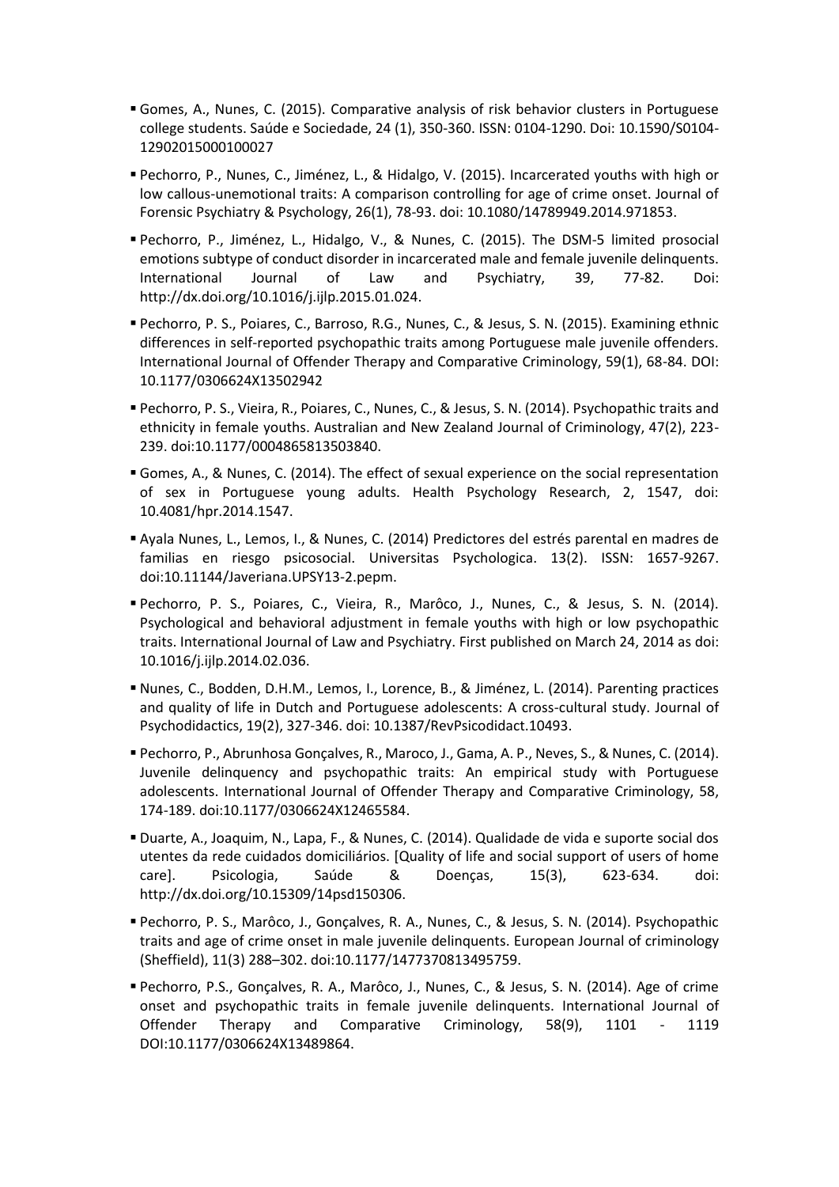- Gomes, A., Nunes, C. (2015). Comparative analysis of risk behavior clusters in Portuguese college students. Saúde e Sociedade, 24 (1), 350-360. ISSN: 0104-1290. Doi: 10.1590/S0104-12902015000100027

- Pechorro, P., Nunes, C., Jiménez, L., & Hidalgo, V. (2015). Incarcerated youths with high or low callous-unemotional traits: A comparison controlling for age of crime onset. Journal of Forensic Psychiatry & Psychology, 26(1), 78-93. doi: 10.1080/14789949.2014.971853.

- Pechorro, P., Jiménez, L., Hidalgo, V., & Nunes, C. (2015). The DSM-5 limited prosocial emotions subtype of conduct disorder in incarcerated male and female juvenile delinquents. International Journal of Law and Psychiatry, 39, 77-82. Doi: http://dx.doi.org/10.1016/j.ijlp.2015.01.024.

- Pechorro, P. S., Poiares, C., Barroso, R.G., Nunes, C., & Jesus, S. N. (2015). Examining ethnic differences in self-reported psychopathic traits among Portuguese male juvenile offenders. International Journal of Offender Therapy and Comparative Criminology, 59(1), 68-84. DOI: 10.1177/0306624X13502942

- Pechorro, P. S., Vieira, R., Poiares, C., Nunes, C., & Jesus, S. N. (2014). Psychopathic traits and ethnicity in female youths. Australian and New Zealand Journal of Criminology, 47(2), 223-239. doi:10.1177/0004865813503840.

- Gomes, A., & Nunes, C. (2014). The effect of sexual experience on the social representation of sex in Portuguese young adults. Health Psychology Research, 2, 1547, doi: 10.4081/hpr.2014.1547.

- Ayala Nunes, L., Lemos, I., & Nunes, C. (2014) Predictores del estrés parental en madres de familias en riesgo psicosocial. Universitas Psychologica. 13(2). ISSN: 1657-9267. doi:10.11144/Javeriana.UPSY13-2.pepm.

- Pechorro, P. S., Poiares, C., Vieira, R., Marôco, J., Nunes, C., & Jesus, S. N. (2014). Psychological and behavioral adjustment in female youths with high or low psychopathic traits. International Journal of Law and Psychiatry. First published on March 24, 2014 as doi: 10.1016/j.ijlp.2014.02.036.

- Nunes, C., Bodden, D.H.M., Lemos, I., Lorence, B., & Jiménez, L. (2014). Parenting practices and quality of life in Dutch and Portuguese adolescents: A cross-cultural study. Journal of Psychodidactics, 19(2), 327-346. doi: 10.1387/RevPsicodidact.10493.

- Pechorro, P., Abrunhosa Gonçalves, R., Maroco, J., Gama, A. P., Neves, S., & Nunes, C. (2014). Juvenile delinquency and psychopathic traits: An empirical study with Portuguese adolescents. International Journal of Offender Therapy and Comparative Criminology, 58, 174-189. doi:10.1177/0306624X12465584.

- Duarte, A., Joaquim, N., Lapa, F., & Nunes, C. (2014). Qualidade de vida e suporte social dos utentes da rede cuidados domiciliários. [Quality of life and social support of users of home care]. Psicologia, Saúde & Doenças, 15(3), 623-634. doi: http://dx.doi.org/10.15309/14psd150306.

- Pechorro, P. S., Marôco, J., Gonçalves, R. A., Nunes, C., & Jesus, S. N. (2014). Psychopathic traits and age of crime onset in male juvenile delinquents. European Journal of criminology (Sheffield), 11(3) 288–302. doi:10.1177/1477370813495759.

- Pechorro, P.S., Gonçalves, R. A., Marôco, J., Nunes, C., & Jesus, S. N. (2014). Age of crime onset and psychopathic traits in female juvenile delinquents. International Journal of Offender Therapy and Comparative Criminology, 58(9), 1101 - 1119 DOI:10.1177/0306624X13489864.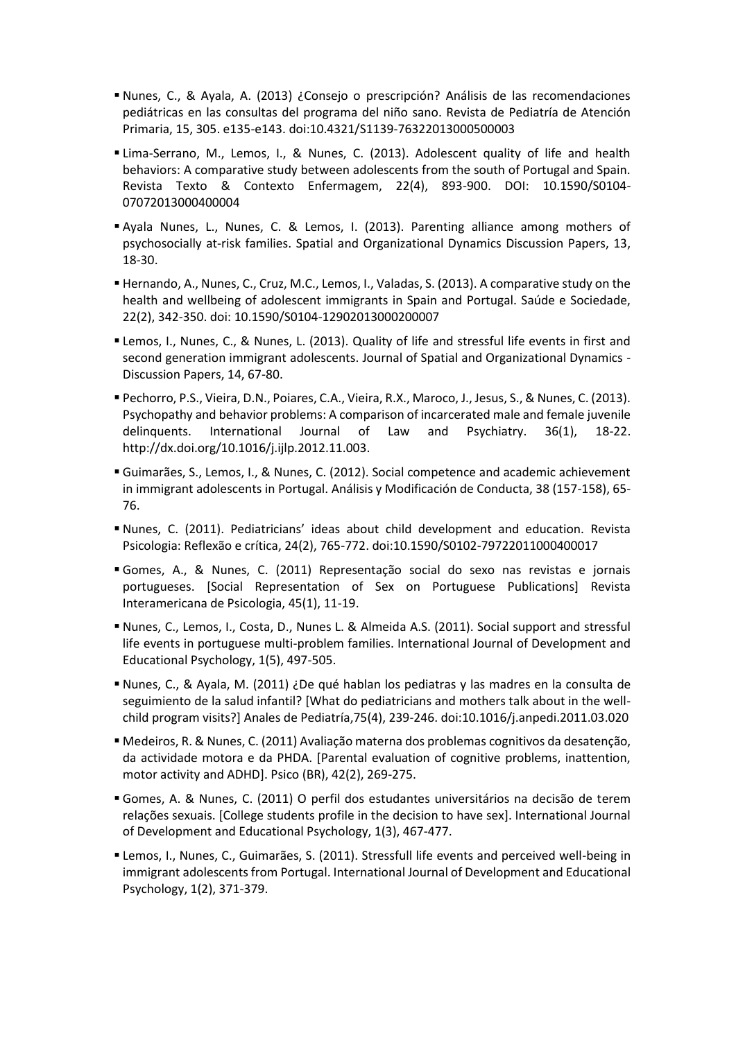- Nunes, C., & Ayala, A. (2013) ¿Consejo o prescripción? Análisis de las recomendaciones pediátricas en las consultas del programa del niño sano. Revista de Pediatría de Atención Primaria, 15, 305. e135-e143. doi:10.4321/S1139-76322013000500003

- Lima-Serrano, M., Lemos, I., & Nunes, C. (2013). Adolescent quality of life and health behaviors: A comparative study between adolescents from the south of Portugal and Spain. Revista Texto & Contexto Enfermagem, 22(4), 893-900. DOI: 10.1590/S0104-07072013000400004

- Ayala Nunes, L., Nunes, C. & Lemos, I. (2013). Parenting alliance among mothers of psychosocially at-risk families. Spatial and Organizational Dynamics Discussion Papers, 13, 18-30.

- Hernando, A., Nunes, C., Cruz, M.C., Lemos, I., Valadas, S. (2013). A comparative study on the health and wellbeing of adolescent immigrants in Spain and Portugal. Saúde e Sociedade, 22(2), 342-350. doi: 10.1590/S0104-12902013000200007

- Lemos, I., Nunes, C., & Nunes, L. (2013). Quality of life and stressful life events in first and second generation immigrant adolescents. Journal of Spatial and Organizational Dynamics - Discussion Papers, 14, 67-80.

- Pechorro, P.S., Vieira, D.N., Poiares, C.A., Vieira, R.X., Maroco, J., Jesus, S., & Nunes, C. (2013). Psychopathy and behavior problems: A comparison of incarcerated male and female juvenile delinquents. International Journal of Law and Psychiatry. 36(1), 18-22. http://dx.doi.org/10.1016/j.ijlp.2012.11.003.

- Guimarães, S., Lemos, I., & Nunes, C. (2012). Social competence and academic achievement in immigrant adolescents in Portugal. Análisis y Modificación de Conducta, 38 (157-158), 65-76.

- Nunes, C. (2011). Pediatricians' ideas about child development and education. Revista Psicologia: Reflexão e crítica, 24(2), 765-772. doi:10.1590/S0102-79722011000400017

- Gomes, A., & Nunes, C. (2011) Representação social do sexo nas revistas e jornais portugueses. [Social Representation of Sex on Portuguese Publications] Revista Interamericana de Psicologia, 45(1), 11-19.

- Nunes, C., Lemos, I., Costa, D., Nunes L. & Almeida A.S. (2011). Social support and stressful life events in portuguese multi-problem families. International Journal of Development and Educational Psychology, 1(5), 497-505.

- Nunes, C., & Ayala, M. (2011) ¿De qué hablan los pediatras y las madres en la consulta de seguimiento de la salud infantil? [What do pediatricians and mothers talk about in the well-child program visits?] Anales de Pediatría,75(4), 239-246. doi:10.1016/j.anpedi.2011.03.020

- Medeiros, R. & Nunes, C. (2011) Avaliação materna dos problemas cognitivos da desatenção, da actividade motora e da PHDA. [Parental evaluation of cognitive problems, inattention, motor activity and ADHD]. Psico (BR), 42(2), 269-275.

- Gomes, A. & Nunes, C. (2011) O perfil dos estudantes universitários na decisão de terem relações sexuais. [College students profile in the decision to have sex]. International Journal of Development and Educational Psychology, 1(3), 467-477.

- Lemos, I., Nunes, C., Guimarães, S. (2011). Stressfull life events and perceived well-being in immigrant adolescents from Portugal. International Journal of Development and Educational Psychology, 1(2), 371-379.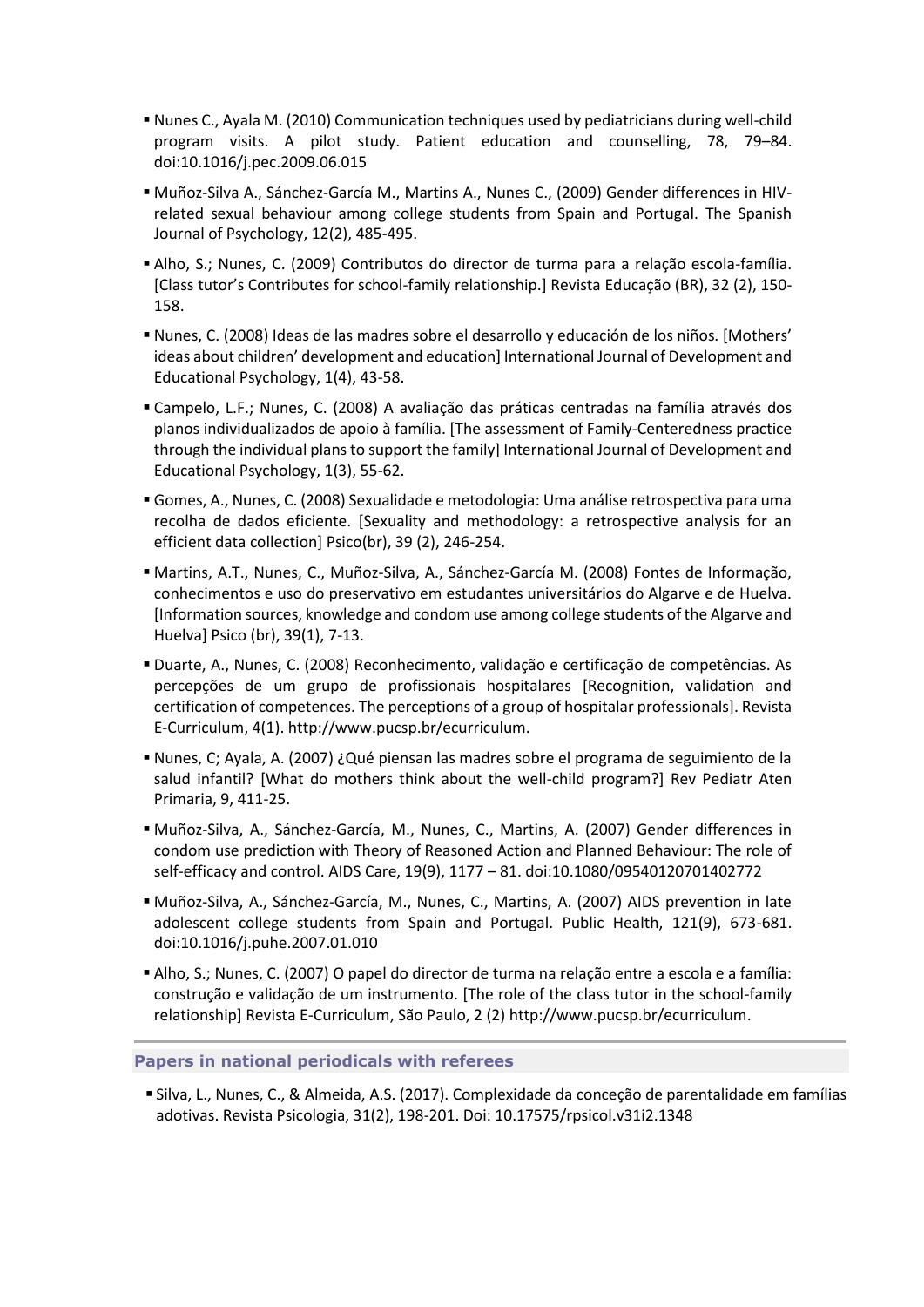- Nunes C., Ayala M. (2010) Communication techniques used by pediatricians during well-child program visits. A pilot study. Patient education and counselling, 78, 79–84. doi:10.1016/j.pec.2009.06.015

- Muñoz-Silva A., Sánchez-García M., Martins A., Nunes C., (2009) Gender differences in HIV-related sexual behaviour among college students from Spain and Portugal. The Spanish Journal of Psychology, 12(2), 485-495.

- Alho, S.; Nunes, C. (2009) Contributos do director de turma para a relação escola-família. [Class tutor's Contributes for school-family relationship.] Revista Educação (BR), 32 (2), 150-158.

- Nunes, C. (2008) Ideas de las madres sobre el desarrollo y educación de los niños. [Mothers' ideas about children' development and education] International Journal of Development and Educational Psychology, 1(4), 43-58.

- Campelo, L.F.; Nunes, C. (2008) A avaliação das práticas centradas na família através dos planos individualizados de apoio à família. [The assessment of Family-Centeredness practice through the individual plans to support the family] International Journal of Development and Educational Psychology, 1(3), 55-62.

- Gomes, A., Nunes, C. (2008) Sexualidade e metodologia: Uma análise retrospectiva para uma recolha de dados eficiente. [Sexuality and methodology: a retrospective analysis for an efficient data collection] Psico(br), 39 (2), 246-254.

- Martins, A.T., Nunes, C., Muñoz-Silva, A., Sánchez-García M. (2008) Fontes de Informação, conhecimentos e uso do preservativo em estudantes universitários do Algarve e de Huelva. [Information sources, knowledge and condom use among college students of the Algarve and Huelva] Psico (br), 39(1), 7-13.

- Duarte, A., Nunes, C. (2008) Reconhecimento, validação e certificação de competências. As percepções de um grupo de profissionais hospitalares [Recognition, validation and certification of competences. The perceptions of a group of hospitalar professionals]. Revista E-Curriculum, 4(1). http://www.pucsp.br/ecurriculum.

- Nunes, C; Ayala, A. (2007) ¿Qué piensan las madres sobre el programa de seguimiento de la salud infantil? [What do mothers think about the well-child program?] Rev Pediatr Aten Primaria, 9, 411-25.

- Muñoz-Silva, A., Sánchez-García, M., Nunes, C., Martins, A. (2007) Gender differences in condom use prediction with Theory of Reasoned Action and Planned Behaviour: The role of self-efficacy and control. AIDS Care, 19(9), 1177 – 81. doi:10.1080/09540120701402772

- Muñoz-Silva, A., Sánchez-García, M., Nunes, C., Martins, A. (2007) AIDS prevention in late adolescent college students from Spain and Portugal. Public Health, 121(9), 673-681. doi:10.1016/j.puhe.2007.01.010

- Alho, S.; Nunes, C. (2007) O papel do director de turma na relação entre a escola e a família: construção e validação de um instrumento. [The role of the class tutor in the school-family relationship] Revista E-Curriculum, São Paulo, 2 (2) http://www.pucsp.br/ecurriculum.

### Papers in national periodicals with referees

- Silva, L., Nunes, C., & Almeida, A.S. (2017). Complexidade da conceção de parentalidade em famílias adotivas. Revista Psicologia, 31(2), 198-201. Doi: 10.17575/rpsicol.v31i2.1348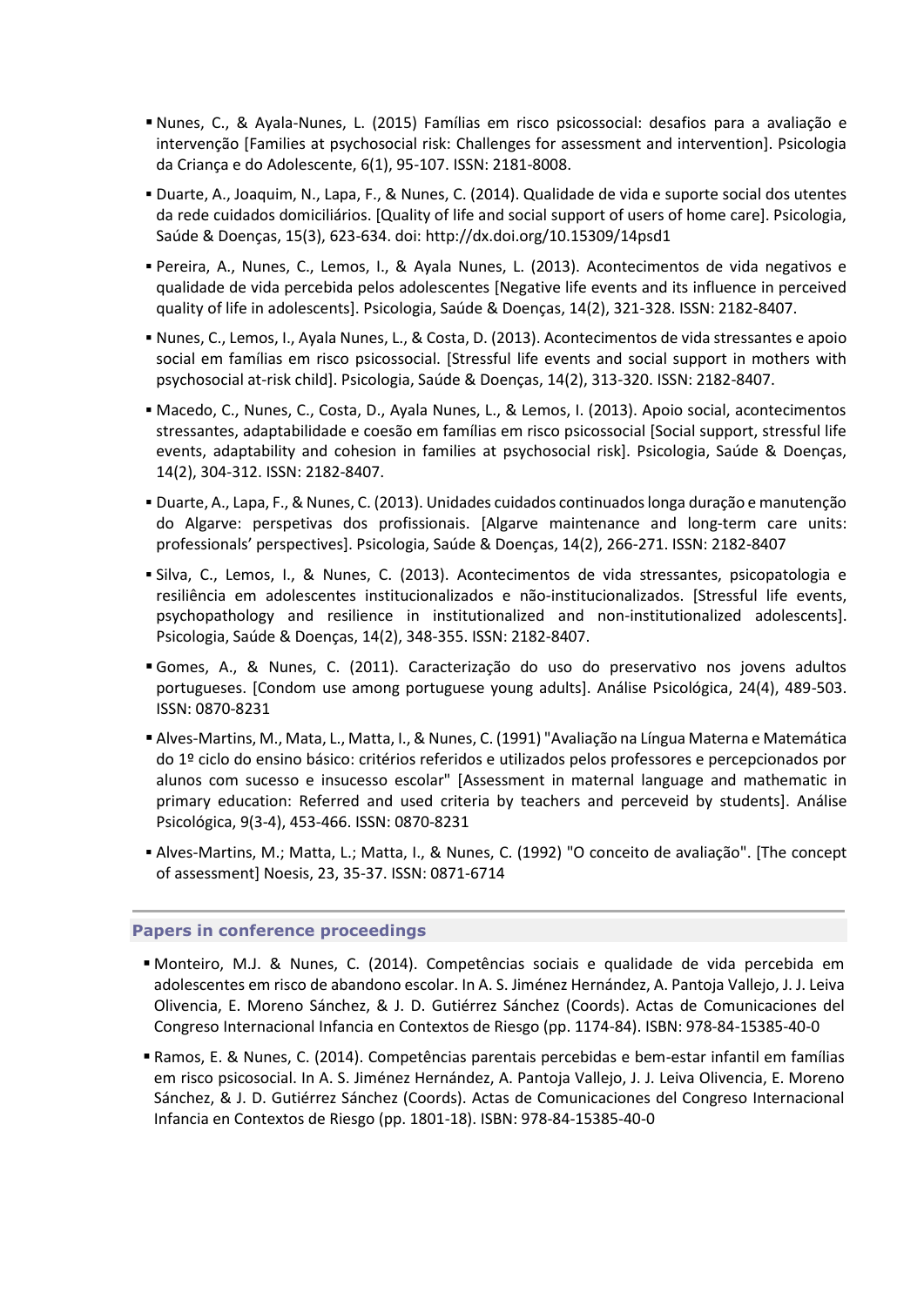- Nunes, C., & Ayala-Nunes, L. (2015) Famílias em risco psicossocial: desafios para a avaliação e intervenção [Families at psychosocial risk: Challenges for assessment and intervention]. Psicologia da Criança e do Adolescente, 6(1), 95-107. ISSN: 2181-8008.
- Duarte, A., Joaquim, N., Lapa, F., & Nunes, C. (2014). Qualidade de vida e suporte social dos utentes da rede cuidados domiciliários. [Quality of life and social support of users of home care]. Psicologia, Saúde & Doenças, 15(3), 623-634. doi: http://dx.doi.org/10.15309/14psd1
- Pereira, A., Nunes, C., Lemos, I., & Ayala Nunes, L. (2013). Acontecimentos de vida negativos e qualidade de vida percebida pelos adolescentes [Negative life events and its influence in perceived quality of life in adolescents]. Psicologia, Saúde & Doenças, 14(2), 321-328. ISSN: 2182-8407.
- Nunes, C., Lemos, I., Ayala Nunes, L., & Costa, D. (2013). Acontecimentos de vida stressantes e apoio social em famílias em risco psicossocial. [Stressful life events and social support in mothers with psychosocial at-risk child]. Psicologia, Saúde & Doenças, 14(2), 313-320. ISSN: 2182-8407.
- Macedo, C., Nunes, C., Costa, D., Ayala Nunes, L., & Lemos, I. (2013). Apoio social, acontecimentos stressantes, adaptabilidade e coesão em famílias em risco psicossocial [Social support, stressful life events, adaptability and cohesion in families at psychosocial risk]. Psicologia, Saúde & Doenças, 14(2), 304-312. ISSN: 2182-8407.
- Duarte, A., Lapa, F., & Nunes, C. (2013). Unidades cuidados continuados longa duração e manutenção do Algarve: perspetivas dos profissionais. [Algarve maintenance and long-term care units: professionals' perspectives]. Psicologia, Saúde & Doenças, 14(2), 266-271. ISSN: 2182-8407
- Silva, C., Lemos, I., & Nunes, C. (2013). Acontecimentos de vida stressantes, psicopatologia e resiliência em adolescentes institucionalizados e não-institucionalizados. [Stressful life events, psychopathology and resilience in institutionalized and non-institutionalized adolescents]. Psicologia, Saúde & Doenças, 14(2), 348-355. ISSN: 2182-8407.
- Gomes, A., & Nunes, C. (2011). Caracterização do uso do preservativo nos jovens adultos portugueses. [Condom use among portuguese young adults]. Análise Psicológica, 24(4), 489-503. ISSN: 0870-8231
- Alves-Martins, M., Mata, L., Matta, I., & Nunes, C. (1991) "Avaliação na Língua Materna e Matemática do 1º ciclo do ensino básico: critérios referidos e utilizados pelos professores e percepcionados por alunos com sucesso e insucesso escolar" [Assessment in maternal language and mathematic in primary education: Referred and used criteria by teachers and perceveid by students]. Análise Psicológica, 9(3-4), 453-466. ISSN: 0870-8231
- Alves-Martins, M.; Matta, L.; Matta, I., & Nunes, C. (1992) "O conceito de avaliação". [The concept of assessment] Noesis, 23, 35-37. ISSN: 0871-6714

## Papers in conference proceedings

- Monteiro, M.J. & Nunes, C. (2014). Competências sociais e qualidade de vida percebida em adolescentes em risco de abandono escolar. In A. S. Jiménez Hernández, A. Pantoja Vallejo, J. J. Leiva Olivencia, E. Moreno Sánchez, & J. D. Gutiérrez Sánchez (Coords). Actas de Comunicaciones del Congreso Internacional Infancia en Contextos de Riesgo (pp. 1174-84). ISBN: 978-84-15385-40-0
- Ramos, E. & Nunes, C. (2014). Competências parentais percebidas e bem-estar infantil em famílias em risco psicossocial. In A. S. Jiménez Hernández, A. Pantoja Vallejo, J. J. Leiva Olivencia, E. Moreno Sánchez, & J. D. Gutiérrez Sánchez (Coords). Actas de Comunicaciones del Congreso Internacional Infancia en Contextos de Riesgo (pp. 1801-18). ISBN: 978-84-15385-40-0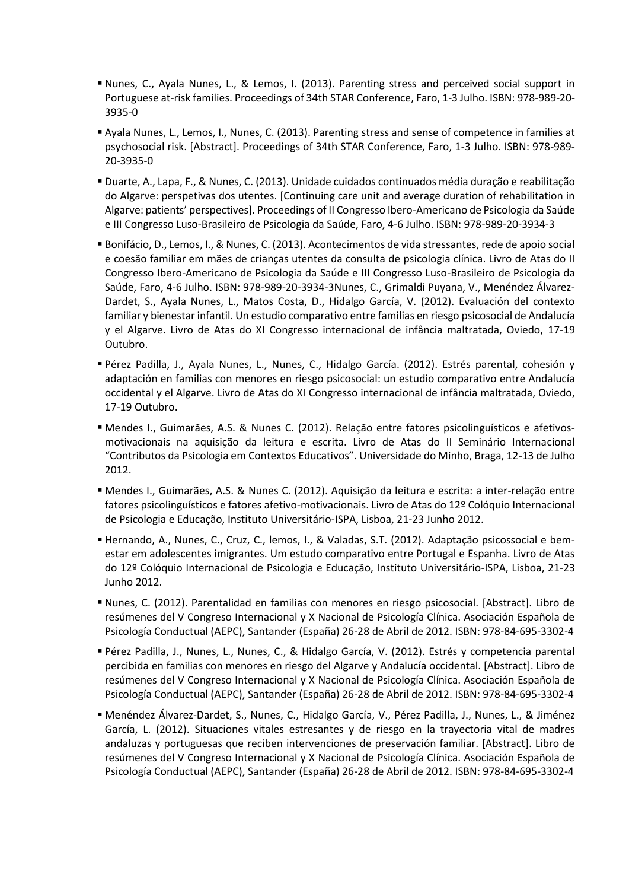- Nunes, C., Ayala Nunes, L., & Lemos, I. (2013). Parenting stress and perceived social support in Portuguese at-risk families. Proceedings of 34th STAR Conference, Faro, 1-3 Julho. ISBN: 978-989-20-3935-0

- Ayala Nunes, L., Lemos, I., Nunes, C. (2013). Parenting stress and sense of competence in families at psychosocial risk. [Abstract]. Proceedings of 34th STAR Conference, Faro, 1-3 Julho. ISBN: 978-989-20-3935-0

- Duarte, A., Lapa, F., & Nunes, C. (2013). Unidade cuidados continuados média duração e reabilitação do Algarve: perspetivas dos utentes. [Continuing care unit and average duration of rehabilitation in Algarve: patients' perspectives]. Proceedings of II Congresso Ibero-Americano de Psicologia da Saúde e III Congresso Luso-Brasileiro de Psicologia da Saúde, Faro, 4-6 Julho. ISBN: 978-989-20-3934-3

- Bonifácio, D., Lemos, I., & Nunes, C. (2013). Acontecimentos de vida stressantes, rede de apoio social e coesão familiar em mães de crianças utentes da consulta de psicologia clínica. Livro de Atas do II Congresso Ibero-Americano de Psicologia da Saúde e III Congresso Luso-Brasileiro de Psicologia da Saúde, Faro, 4-6 Julho. ISBN: 978-989-20-3934-3Nunes, C., Grimaldi Puyana, V., Menéndez Álvarez-Dardet, S., Ayala Nunes, L., Matos Costa, D., Hidalgo García, V. (2012). Evaluación del contexto familiar y bienestar infantil. Un estudio comparativo entre familias en riesgo psicosocial de Andalucía y el Algarve. Livro de Atas do XI Congresso internacional de infância maltratada, Oviedo, 17-19 Outubro.

- Pérez Padilla, J., Ayala Nunes, L., Nunes, C., Hidalgo García. (2012). Estrés parental, cohesión y adaptación en familias con menores en riesgo psicosocial: un estudio comparativo entre Andalucía occidental y el Algarve. Livro de Atas do XI Congresso internacional de infância maltratada, Oviedo, 17-19 Outubro.

- Mendes I., Guimarães, A.S. & Nunes C. (2012). Relação entre fatores psicolinguísticos e afetivos-motivacionais na aquisição da leitura e escrita. Livro de Atas do II Seminário Internacional "Contributos da Psicologia em Contextos Educativos". Universidade do Minho, Braga, 12-13 de Julho 2012.

- Mendes I., Guimarães, A.S. & Nunes C. (2012). Aquisição da leitura e escrita: a inter-relação entre fatores psicolinguísticos e fatores afetivo-motivacionais. Livro de Atas do 12º Colóquio Internacional de Psicologia e Educação, Instituto Universitário-ISPA, Lisboa, 21-23 Junho 2012.

- Hernando, A., Nunes, C., Cruz, C., lemos, I., & Valadas, S.T. (2012). Adaptação psicossocial e bem-estar em adolescentes imigrantes. Um estudo comparativo entre Portugal e Espanha. Livro de Atas do 12º Colóquio Internacional de Psicologia e Educação, Instituto Universitário-ISPA, Lisboa, 21-23 Junho 2012.

- Nunes, C. (2012). Parentalidad en familias con menores en riesgo psicosocial. [Abstract]. Libro de resúmenes del V Congreso Internacional y X Nacional de Psicología Clínica. Asociación Española de Psicología Conductual (AEPC), Santander (España) 26-28 de Abril de 2012. ISBN: 978-84-695-3302-4

- Pérez Padilla, J., Nunes, L., Nunes, C., & Hidalgo García, V. (2012). Estrés y competencia parental percibida en familias con menores en riesgo del Algarve y Andalucía occidental. [Abstract]. Libro de resúmenes del V Congreso Internacional y X Nacional de Psicología Clínica. Asociación Española de Psicología Conductual (AEPC), Santander (España) 26-28 de Abril de 2012. ISBN: 978-84-695-3302-4

- Menéndez Álvarez-Dardet, S., Nunes, C., Hidalgo García, V., Pérez Padilla, J., Nunes, L., & Jiménez García, L. (2012). Situaciones vitales estresantes y de riesgo en la trayectoria vital de madres andaluzas y portuguesas que reciben intervenciones de preservación familiar. [Abstract]. Libro de resúmenes del V Congreso Internacional y X Nacional de Psicología Clínica. Asociación Española de Psicología Conductual (AEPC), Santander (España) 26-28 de Abril de 2012. ISBN: 978-84-695-3302-4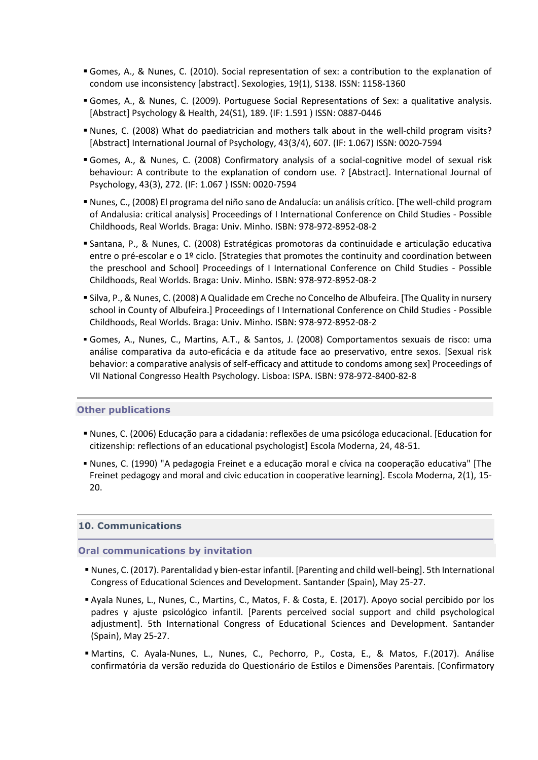- Gomes, A., & Nunes, C. (2010). Social representation of sex: a contribution to the explanation of condom use inconsistency [abstract]. Sexologies, 19(1), S138. ISSN: 1158-1360

- Gomes, A., & Nunes, C. (2009). Portuguese Social Representations of Sex: a qualitative analysis. [Abstract] Psychology & Health, 24(S1), 189. (IF: 1.591 ) ISSN: 0887-0446

- Nunes, C. (2008) What do paediatrician and mothers talk about in the well-child program visits? [Abstract] International Journal of Psychology, 43(3/4), 607. (IF: 1.067) ISSN: 0020-7594

- Gomes, A., & Nunes, C. (2008) Confirmatory analysis of a social-cognitive model of sexual risk behaviour: A contribute to the explanation of condom use. ? [Abstract]. International Journal of Psychology, 43(3), 272. (IF: 1.067 ) ISSN: 0020-7594

- Nunes, C., (2008) El programa del niño sano de Andalucía: un análisis crítico. [The well-child program of Andalusia: critical analysis] Proceedings of I International Conference on Child Studies - Possible Childhoods, Real Worlds. Braga: Univ. Minho. ISBN: 978-972-8952-08-2

- Santana, P., & Nunes, C. (2008) Estratégicas promotoras da continuidade e articulação educativa entre o pré-escolar e o 1º ciclo. [Strategies that promotes the continuity and coordination between the preschool and School] Proceedings of I International Conference on Child Studies - Possible Childhoods, Real Worlds. Braga: Univ. Minho. ISBN: 978-972-8952-08-2

- Silva, P., & Nunes, C. (2008) A Qualidade em Creche no Concelho de Albufeira. [The Quality in nursery school in County of Albufeira.] Proceedings of I International Conference on Child Studies - Possible Childhoods, Real Worlds. Braga: Univ. Minho. ISBN: 978-972-8952-08-2

- Gomes, A., Nunes, C., Martins, A.T., & Santos, J. (2008) Comportamentos sexuais de risco: uma análise comparativa da auto-eficácia e da atitude face ao preservativo, entre sexos. [Sexual risk behavior: a comparative analysis of self-efficacy and attitude to condoms among sex] Proceedings of VII National Congresso Health Psychology. Lisboa: ISPA. ISBN: 978-972-8400-82-8

### Other publications

- Nunes, C. (2006) Educação para a cidadania: reflexões de uma psicóloga educacional. [Education for citizenship: reflections of an educational psychologist] Escola Moderna, 24, 48-51.

- Nunes, C. (1990) "A pedagogia Freinet e a educação moral e cívica na cooperação educativa" [The Freinet pedagogy and moral and civic education in cooperative learning]. Escola Moderna, 2(1), 15-20.

## 10. Communications

### Oral communications by invitation

- Nunes, C. (2017). Parentalidad y bien-estar infantil. [Parenting and child well-being]. 5th International Congress of Educational Sciences and Development. Santander (Spain), May 25-27.

- Ayala Nunes, L., Nunes, C., Martins, C., Matos, F. & Costa, E. (2017). Apoyo social percibido por los padres y ajuste psicológico infantil. [Parents perceived social support and child psychological adjustment]. 5th International Congress of Educational Sciences and Development. Santander (Spain), May 25-27.

- Martins, C. Ayala-Nunes, L., Nunes, C., Pechorro, P., Costa, E., & Matos, F.(2017). Análise confirmatória da versão reduzida do Questionário de Estilos e Dimensões Parentais. [Confirmatory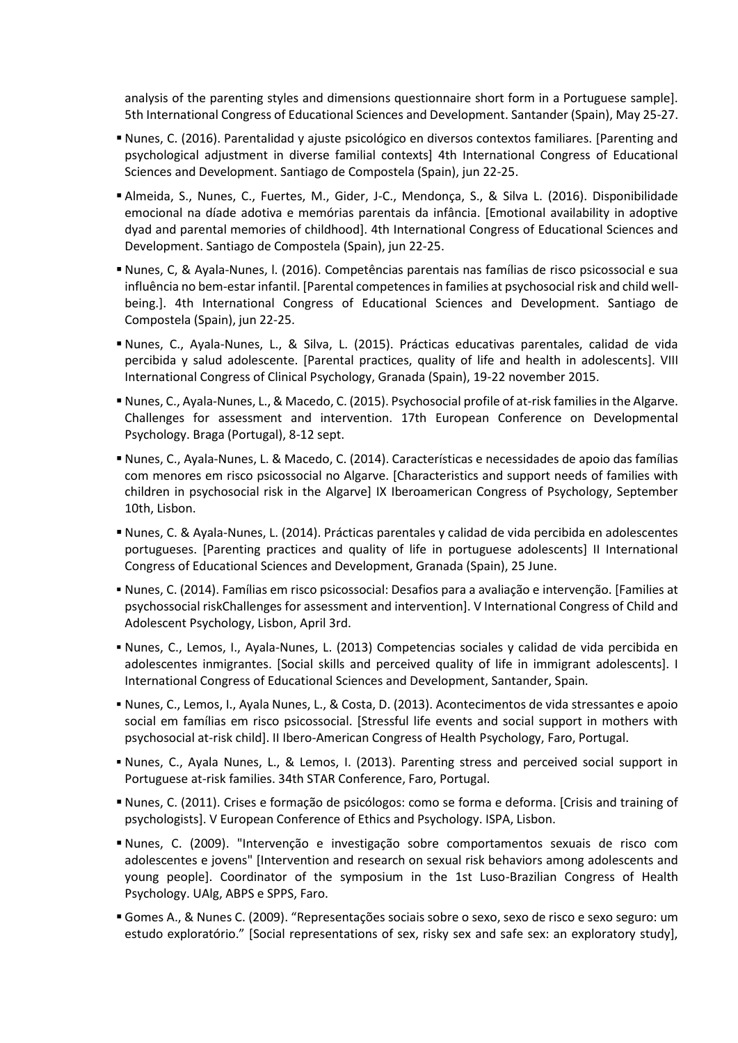analysis of the parenting styles and dimensions questionnaire short form in a Portuguese sample]. 5th International Congress of Educational Sciences and Development. Santander (Spain), May 25-27.

- Nunes, C. (2016). Parentalidad y ajuste psicológico en diversos contextos familiares. [Parenting and psychological adjustment in diverse familial contexts] 4th International Congress of Educational Sciences and Development. Santiago de Compostela (Spain), jun 22-25.
- Almeida, S., Nunes, C., Fuertes, M., Gider, J-C., Mendonça, S., & Silva L. (2016). Disponibilidade emocional na díade adotiva e memórias parentais da infância. [Emotional availability in adoptive dyad and parental memories of childhood]. 4th International Congress of Educational Sciences and Development. Santiago de Compostela (Spain), jun 22-25.
- Nunes, C, & Ayala-Nunes, l. (2016). Competências parentais nas famílias de risco psicossocial e sua influência no bem-estar infantil. [Parental competences in families at psychosocial risk and child well-being.]. 4th International Congress of Educational Sciences and Development. Santiago de Compostela (Spain), jun 22-25.
- Nunes, C., Ayala-Nunes, L., & Silva, L. (2015). Prácticas educativas parentales, calidad de vida percibida y salud adolescente. [Parental practices, quality of life and health in adolescents]. VIII International Congress of Clinical Psychology, Granada (Spain), 19-22 november 2015.
- Nunes, C., Ayala-Nunes, L., & Macedo, C. (2015). Psychosocial profile of at-risk families in the Algarve. Challenges for assessment and intervention. 17th European Conference on Developmental Psychology. Braga (Portugal), 8-12 sept.
- Nunes, C., Ayala-Nunes, L. & Macedo, C. (2014). Características e necessidades de apoio das famílias com menores em risco psicossocial no Algarve. [Characteristics and support needs of families with children in psychosocial risk in the Algarve] IX Iberoamerican Congress of Psychology, September 10th, Lisbon.
- Nunes, C. & Ayala-Nunes, L. (2014). Prácticas parentales y calidad de vida percibida en adolescentes portugueses. [Parenting practices and quality of life in portuguese adolescents] II International Congress of Educational Sciences and Development, Granada (Spain), 25 June.
- Nunes, C. (2014). Famílias em risco psicossocial: Desafios para a avaliação e intervenção. [Families at psychossocial riskChallenges for assessment and intervention]. V International Congress of Child and Adolescent Psychology, Lisbon, April 3rd.
- Nunes, C., Lemos, I., Ayala-Nunes, L. (2013) Competencias sociales y calidad de vida percibida en adolescentes inmigrantes. [Social skills and perceived quality of life in immigrant adolescents]. I International Congress of Educational Sciences and Development, Santander, Spain.
- Nunes, C., Lemos, I., Ayala Nunes, L., & Costa, D. (2013). Acontecimentos de vida stressantes e apoio social em famílias em risco psicossocial. [Stressful life events and social support in mothers with psychosocial at-risk child]. II Ibero-American Congress of Health Psychology, Faro, Portugal.
- Nunes, C., Ayala Nunes, L., & Lemos, I. (2013). Parenting stress and perceived social support in Portuguese at-risk families. 34th STAR Conference, Faro, Portugal.
- Nunes, C. (2011). Crises e formação de psicólogos: como se forma e deforma. [Crisis and training of psychologists]. V European Conference of Ethics and Psychology. ISPA, Lisbon.
- Nunes, C. (2009). "Intervenção e investigação sobre comportamentos sexuais de risco com adolescentes e jovens" [Intervention and research on sexual risk behaviors among adolescents and young people]. Coordinator of the symposium in the 1st Luso-Brazilian Congress of Health Psychology. UAlg, ABPS e SPPS, Faro.
- Gomes A., & Nunes C. (2009). "Representações sociais sobre o sexo, sexo de risco e sexo seguro: um estudo exploratório." [Social representations of sex, risky sex and safe sex: an exploratory study],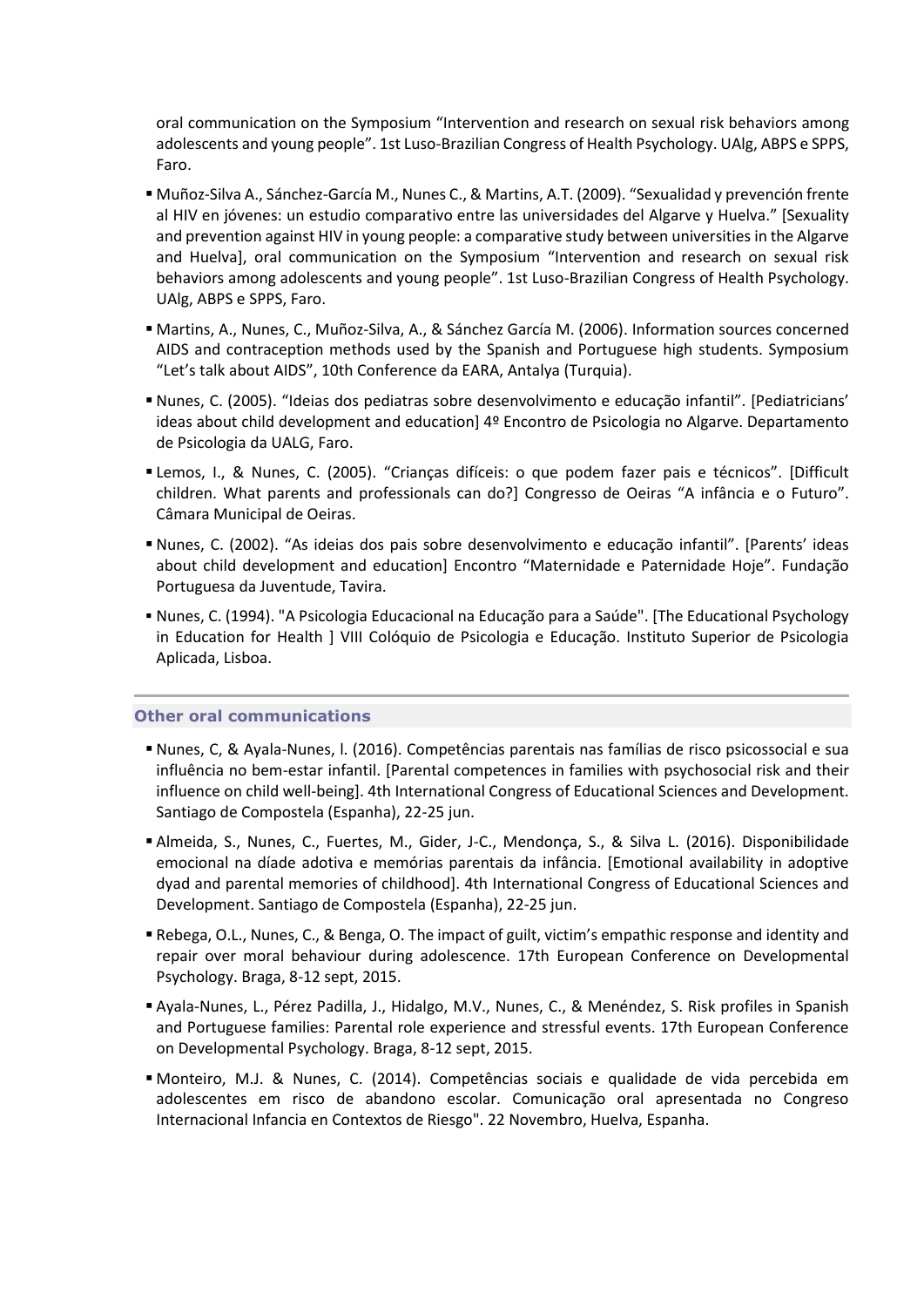oral communication on the Symposium “Intervention and research on sexual risk behaviors among adolescents and young people”. 1st Luso-Brazilian Congress of Health Psychology. UAlg, ABPS e SPPS, Faro.

- Muñoz-Silva A., Sánchez-García M., Nunes C., & Martins, A.T. (2009). “Sexualidad y prevención frente al HIV en jóvenes: un estudio comparativo entre las universidades del Algarve y Huelva.” [Sexuality and prevention against HIV in young people: a comparative study between universities in the Algarve and Huelva], oral communication on the Symposium “Intervention and research on sexual risk behaviors among adolescents and young people”. 1st Luso-Brazilian Congress of Health Psychology. UAlg, ABPS e SPPS, Faro.
- Martins, A., Nunes, C., Muñoz-Silva, A., & Sánchez García M. (2006). Information sources concerned AIDS and contraception methods used by the Spanish and Portuguese high students. Symposium “Let’s talk about AIDS”, 10th Conference da EARA, Antalya (Turquia).
- Nunes, C. (2005). “Ideias dos pediatras sobre desenvolvimento e educação infantil”. [Pediatricians’ ideas about child development and education] 4º Encontro de Psicologia no Algarve. Departamento de Psicologia da UALG, Faro.
- Lemos, I., & Nunes, C. (2005). “Crianças difíceis: o que podem fazer pais e técnicos”. [Difficult children. What parents and professionals can do?] Congresso de Oeiras “A infância e o Futuro”. Câmara Municipal de Oeiras.
- Nunes, C. (2002). “As ideias dos pais sobre desenvolvimento e educação infantil”. [Parents’ ideas about child development and education] Encontro “Maternidade e Paternidade Hoje”. Fundação Portuguesa da Juventude, Tavira.
- Nunes, C. (1994). "A Psicologia Educacional na Educação para a Saúde". [The Educational Psychology in Education for Health ] VIII Colóquio de Psicologia e Educação. Instituto Superior de Psicologia Aplicada, Lisboa.

## Other oral communications

- Nunes, C, & Ayala-Nunes, l. (2016). Competências parentais nas famílias de risco psicossocial e sua influência no bem-estar infantil. [Parental competences in families with psychosocial risk and their influence on child well-being]. 4th International Congress of Educational Sciences and Development. Santiago de Compostela (Espanha), 22-25 jun.
- Almeida, S., Nunes, C., Fuertes, M., Gider, J-C., Mendonça, S., & Silva L. (2016). Disponibilidade emocional na díade adotiva e memórias parentais da infância. [Emotional availability in adoptive dyad and parental memories of childhood]. 4th International Congress of Educational Sciences and Development. Santiago de Compostela (Espanha), 22-25 jun.
- Rebega, O.L., Nunes, C., & Benga, O. The impact of guilt, victim’s empathic response and identity and repair over moral behaviour during adolescence. 17th European Conference on Developmental Psychology. Braga, 8-12 sept, 2015.
- Ayala-Nunes, L., Pérez Padilla, J., Hidalgo, M.V., Nunes, C., & Menéndez, S. Risk profiles in Spanish and Portuguese families: Parental role experience and stressful events. 17th European Conference on Developmental Psychology. Braga, 8-12 sept, 2015.
- Monteiro, M.J. & Nunes, C. (2014). Competências sociais e qualidade de vida percebida em adolescentes em risco de abandono escolar. Comunicação oral apresentada no Congreso Internacional Infancia en Contextos de Riesgo". 22 Novembro, Huelva, Espanha.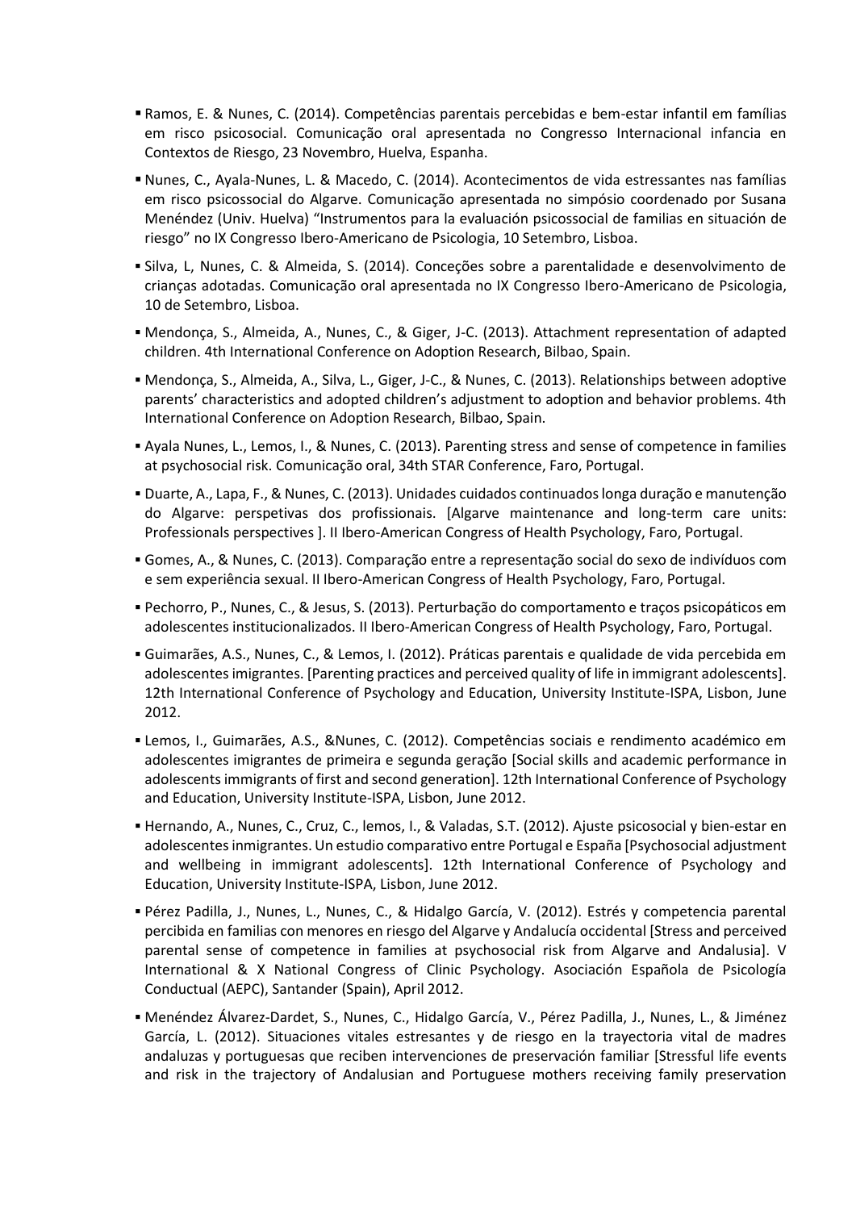- Ramos, E. & Nunes, C. (2014). Competências parentais percebidas e bem-estar infantil em famílias em risco psicosocial. Comunicação oral apresentada no Congresso Internacional infancia en Contextos de Riesgo, 23 Novembro, Huelva, Espanha.

- Nunes, C., Ayala-Nunes, L. & Macedo, C. (2014). Acontecimentos de vida estressantes nas famílias em risco psicossocial do Algarve. Comunicação apresentada no simpósio coordenado por Susana Menéndez (Univ. Huelva) "Instrumentos para la evaluación psicossocial de familias en situación de riesgo" no IX Congresso Ibero-Americano de Psicologia, 10 Setembro, Lisboa.

- Silva, L, Nunes, C. & Almeida, S. (2014). Conceções sobre a parentalidade e desenvolvimento de crianças adotadas. Comunicação oral apresentada no IX Congresso Ibero-Americano de Psicologia, 10 de Setembro, Lisboa.

- Mendonça, S., Almeida, A., Nunes, C., & Giger, J-C. (2013). Attachment representation of adapted children. 4th International Conference on Adoption Research, Bilbao, Spain.

- Mendonça, S., Almeida, A., Silva, L., Giger, J-C., & Nunes, C. (2013). Relationships between adoptive parents' characteristics and adopted children's adjustment to adoption and behavior problems. 4th International Conference on Adoption Research, Bilbao, Spain.

- Ayala Nunes, L., Lemos, I., & Nunes, C. (2013). Parenting stress and sense of competence in families at psychosocial risk. Comunicação oral, 34th STAR Conference, Faro, Portugal.

- Duarte, A., Lapa, F., & Nunes, C. (2013). Unidades cuidados continuados longa duração e manutenção do Algarve: perspetivas dos profissionais. [Algarve maintenance and long-term care units: Professionals perspectives ]. II Ibero-American Congress of Health Psychology, Faro, Portugal.

- Gomes, A., & Nunes, C. (2013). Comparação entre a representação social do sexo de indivíduos com e sem experiência sexual. II Ibero-American Congress of Health Psychology, Faro, Portugal.

- Pechorro, P., Nunes, C., & Jesus, S. (2013). Perturbação do comportamento e traços psicopáticos em adolescentes institucionalizados. II Ibero-American Congress of Health Psychology, Faro, Portugal.

- Guimarães, A.S., Nunes, C., & Lemos, I. (2012). Práticas parentais e qualidade de vida percebida em adolescentes imigrantes. [Parenting practices and perceived quality of life in immigrant adolescents]. 12th International Conference of Psychology and Education, University Institute-ISPA, Lisbon, June 2012.

- Lemos, I., Guimarães, A.S., &Nunes, C. (2012). Competências sociais e rendimento académico em adolescentes imigrantes de primeira e segunda geração [Social skills and academic performance in adolescents immigrants of first and second generation]. 12th International Conference of Psychology and Education, University Institute-ISPA, Lisbon, June 2012.

- Hernando, A., Nunes, C., Cruz, C., lemos, I., & Valadas, S.T. (2012). Ajuste psicosocial y bien-estar en adolescentes inmigrantes. Un estudio comparativo entre Portugal e España [Psychosocial adjustment and wellbeing in immigrant adolescents]. 12th International Conference of Psychology and Education, University Institute-ISPA, Lisbon, June 2012.

- Pérez Padilla, J., Nunes, L., Nunes, C., & Hidalgo García, V. (2012). Estrés y competencia parental percibida en familias con menores en riesgo del Algarve y Andalucía occidental [Stress and perceived parental sense of competence in families at psychosocial risk from Algarve and Andalusia]. V International & X National Congress of Clinic Psychology. Asociación Española de Psicología Conductual (AEPC), Santander (Spain), April 2012.

- Menéndez Álvarez-Dardet, S., Nunes, C., Hidalgo García, V., Pérez Padilla, J., Nunes, L., & Jiménez García, L. (2012). Situaciones vitales estresantes y de riesgo en la trayectoria vital de madres andaluzas y portuguesas que reciben intervenciones de preservación familiar [Stressful life events and risk in the trajectory of Andalusian and Portuguese mothers receiving family preservation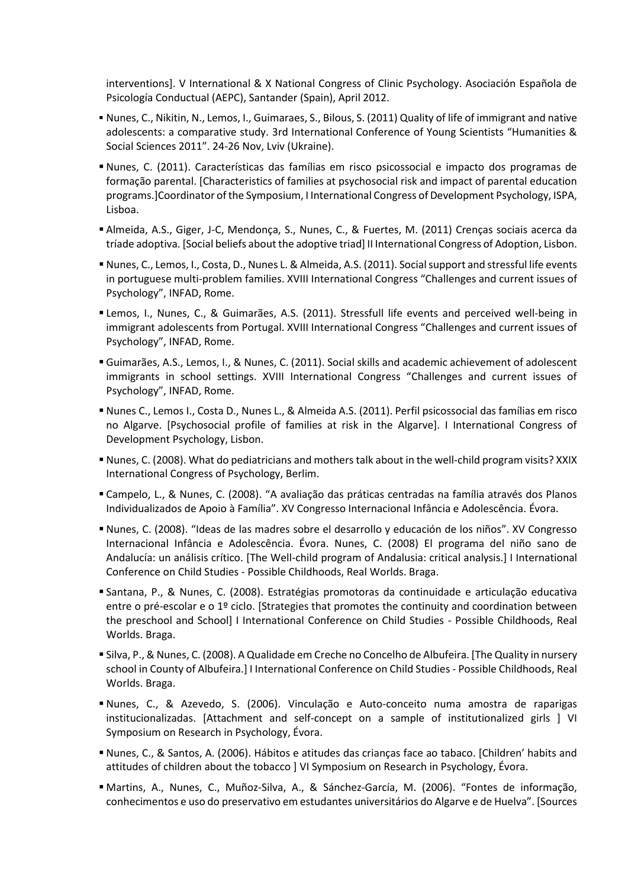interventions]. V International & X National Congress of Clinic Psychology. Asociación Española de Psicología Conductual (AEPC), Santander (Spain), April 2012.

- Nunes, C., Nikitin, N., Lemos, I., Guimaraes, S., Bilous, S. (2011) Quality of life of immigrant and native adolescents: a comparative study. 3rd International Conference of Young Scientists "Humanities & Social Sciences 2011". 24-26 Nov, Lviv (Ukraine).
- Nunes, C. (2011). Características das famílias em risco psicossocial e impacto dos programas de formação parental. [Characteristics of families at psychosocial risk and impact of parental education programs.]Coordinator of the Symposium, I International Congress of Development Psychology, ISPA, Lisboa.
- Almeida, A.S., Giger, J-C, Mendonça, S., Nunes, C., & Fuertes, M. (2011) Crenças sociais acerca da tríade adoptiva. [Social beliefs about the adoptive triad] II International Congress of Adoption, Lisbon.
- Nunes, C., Lemos, I., Costa, D., Nunes L. & Almeida, A.S. (2011). Social support and stressful life events in portuguese multi-problem families. XVIII International Congress "Challenges and current issues of Psychology", INFAD, Rome.
- Lemos, I., Nunes, C., & Guimarães, A.S. (2011). Stressfull life events and perceived well-being in immigrant adolescents from Portugal. XVIII International Congress "Challenges and current issues of Psychology", INFAD, Rome.
- Guimarães, A.S., Lemos, I., & Nunes, C. (2011). Social skills and academic achievement of adolescent immigrants in school settings. XVIII International Congress "Challenges and current issues of Psychology", INFAD, Rome.
- Nunes C., Lemos I., Costa D., Nunes L., & Almeida A.S. (2011). Perfil psicossocial das famílias em risco no Algarve. [Psychosocial profile of families at risk in the Algarve]. I International Congress of Development Psychology, Lisbon.
- Nunes, C. (2008). What do pediatricians and mothers talk about in the well-child program visits? XXIX International Congress of Psychology, Berlim.
- Campelo, L., & Nunes, C. (2008). "A avaliação das práticas centradas na família através dos Planos Individualizados de Apoio à Família". XV Congresso Internacional Infância e Adolescência. Évora.
- Nunes, C. (2008). "Ideas de las madres sobre el desarrollo y educación de los niños". XV Congresso Internacional Infância e Adolescência. Évora. Nunes, C. (2008) El programa del niño sano de Andalucía: un análisis crítico. [The Well-child program of Andalusia: critical analysis.] I International Conference on Child Studies - Possible Childhoods, Real Worlds. Braga.
- Santana, P., & Nunes, C. (2008). Estratégias promotoras da continuidade e articulação educativa entre o pré-escolar e o 1º ciclo. [Strategies that promotes the continuity and coordination between the preschool and School] I International Conference on Child Studies - Possible Childhoods, Real Worlds. Braga.
- Silva, P., & Nunes, C. (2008). A Qualidade em Creche no Concelho de Albufeira. [The Quality in nursery school in County of Albufeira.] I International Conference on Child Studies - Possible Childhoods, Real Worlds. Braga.
- Nunes, C., & Azevedo, S. (2006). Vinculação e Auto-conceito numa amostra de raparigas institucionalizadas. [Attachment and self-concept on a sample of institutionalized girls ] VI Symposium on Research in Psychology, Évora.
- Nunes, C., & Santos, A. (2006). Hábitos e atitudes das crianças face ao tabaco. [Children' habits and attitudes of children about the tobacco ] VI Symposium on Research in Psychology, Évora.
- Martins, A., Nunes, C., Muñoz-Silva, A., & Sánchez-García, M. (2006). "Fontes de informação, conhecimentos e uso do preservativo em estudantes universitários do Algarve e de Huelva". [Sources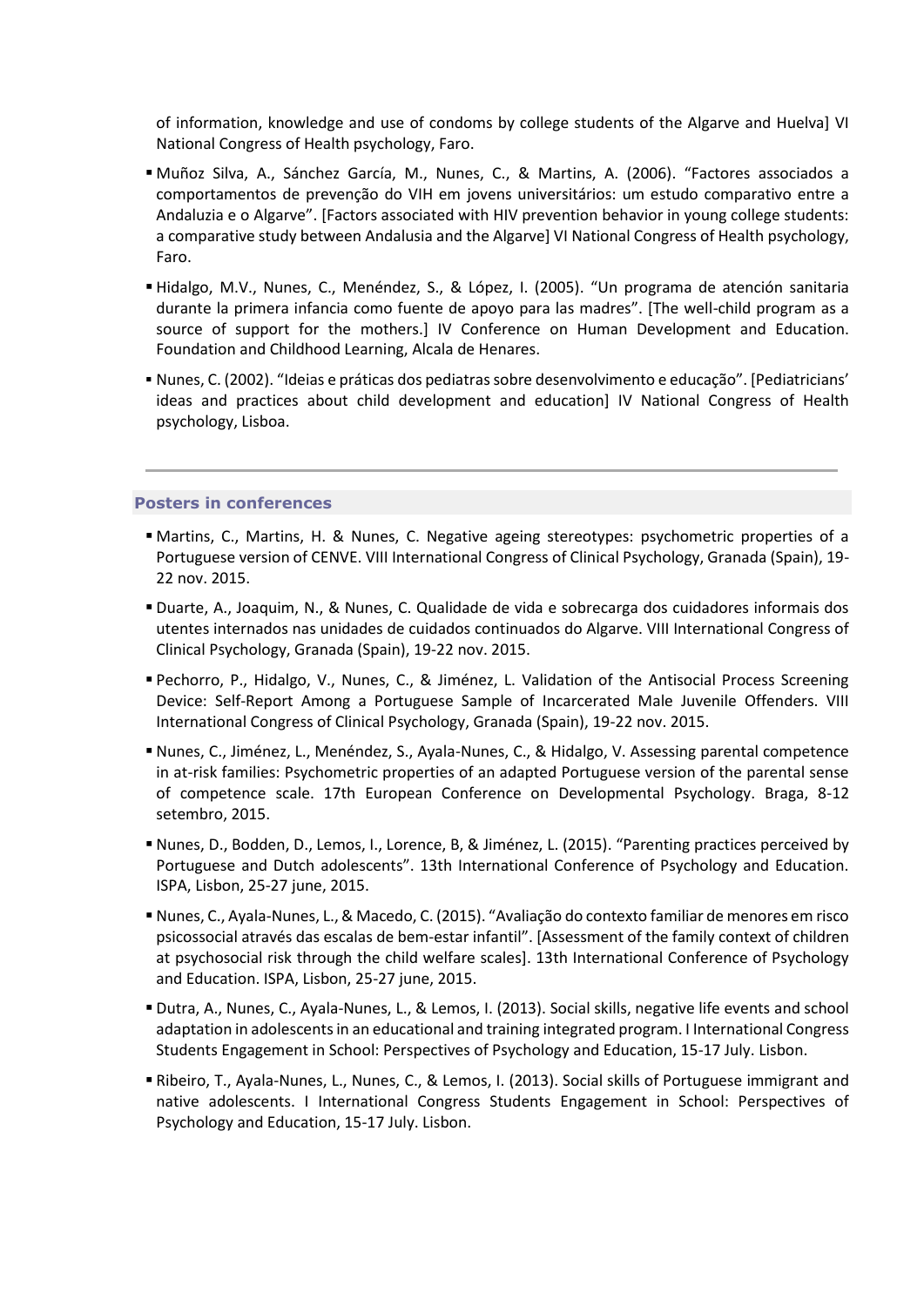of information, knowledge and use of condoms by college students of the Algarve and Huelva] VI National Congress of Health psychology, Faro.

- Muñoz Silva, A., Sánchez García, M., Nunes, C., & Martins, A. (2006). "Factores associados a comportamentos de prevenção do VIH em jovens universitários: um estudo comparativo entre a Andaluzia e o Algarve". [Factors associated with HIV prevention behavior in young college students: a comparative study between Andalusia and the Algarve] VI National Congress of Health psychology, Faro.
- Hidalgo, M.V., Nunes, C., Menéndez, S., & López, I. (2005). "Un programa de atención sanitaria durante la primera infancia como fuente de apoyo para las madres". [The well-child program as a source of support for the mothers.] IV Conference on Human Development and Education. Foundation and Childhood Learning, Alcala de Henares.
- Nunes, C. (2002). "Ideias e práticas dos pediatras sobre desenvolvimento e educação". [Pediatricians' ideas and practices about child development and education] IV National Congress of Health psychology, Lisboa.

---

### Posters in conferences

- Martins, C., Martins, H. & Nunes, C. Negative ageing stereotypes: psychometric properties of a Portuguese version of CENVE. VIII International Congress of Clinical Psychology, Granada (Spain), 19-22 nov. 2015.
- Duarte, A., Joaquim, N., & Nunes, C. Qualidade de vida e sobrecarga dos cuidadores informais dos utentes internados nas unidades de cuidados continuados do Algarve. VIII International Congress of Clinical Psychology, Granada (Spain), 19-22 nov. 2015.
- Pechorro, P., Hidalgo, V., Nunes, C., & Jiménez, L. Validation of the Antisocial Process Screening Device: Self-Report Among a Portuguese Sample of Incarcerated Male Juvenile Offenders. VIII International Congress of Clinical Psychology, Granada (Spain), 19-22 nov. 2015.
- Nunes, C., Jiménez, L., Menéndez, S., Ayala-Nunes, C., & Hidalgo, V. Assessing parental competence in at-risk families: Psychometric properties of an adapted Portuguese version of the parental sense of competence scale. 17th European Conference on Developmental Psychology. Braga, 8-12 setembro, 2015.
- Nunes, D., Bodden, D., Lemos, I., Lorence, B, & Jiménez, L. (2015). "Parenting practices perceived by Portuguese and Dutch adolescents". 13th International Conference of Psychology and Education. ISPA, Lisbon, 25-27 june, 2015.
- Nunes, C., Ayala-Nunes, L., & Macedo, C. (2015). "Avaliação do contexto familiar de menores em risco psicossocial através das escalas de bem-estar infantil". [Assessment of the family context of children at psychosocial risk through the child welfare scales]. 13th International Conference of Psychology and Education. ISPA, Lisbon, 25-27 june, 2015.
- Dutra, A., Nunes, C., Ayala-Nunes, L., & Lemos, I. (2013). Social skills, negative life events and school adaptation in adolescents in an educational and training integrated program. I International Congress Students Engagement in School: Perspectives of Psychology and Education, 15-17 July. Lisbon.
- Ribeiro, T., Ayala-Nunes, L., Nunes, C., & Lemos, I. (2013). Social skills of Portuguese immigrant and native adolescents. I International Congress Students Engagement in School: Perspectives of Psychology and Education, 15-17 July. Lisbon.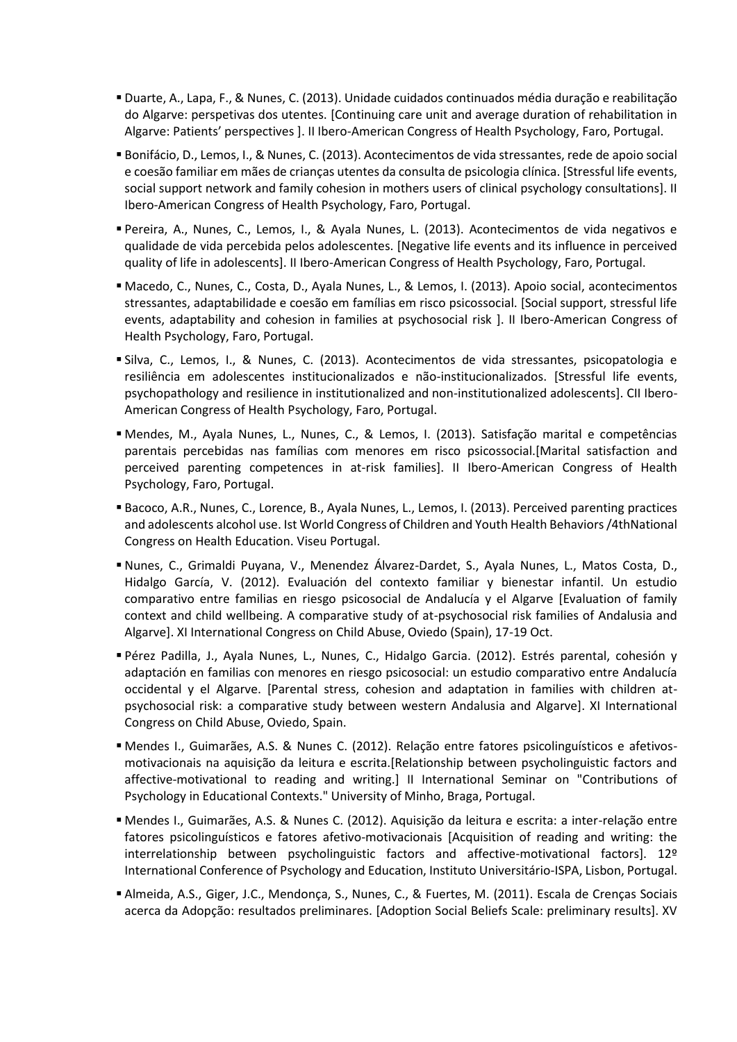- Duarte, A., Lapa, F., & Nunes, C. (2013). Unidade cuidados continuados média duração e reabilitação do Algarve: perspetivas dos utentes. [Continuing care unit and average duration of rehabilitation in Algarve: Patients' perspectives ]. II Ibero-American Congress of Health Psychology, Faro, Portugal.

- Bonifácio, D., Lemos, I., & Nunes, C. (2013). Acontecimentos de vida stressantes, rede de apoio social e coesão familiar em mães de crianças utentes da consulta de psicologia clínica. [Stressful life events, social support network and family cohesion in mothers users of clinical psychology consultations]. II Ibero-American Congress of Health Psychology, Faro, Portugal.

- Pereira, A., Nunes, C., Lemos, I., & Ayala Nunes, L. (2013). Acontecimentos de vida negativos e qualidade de vida percebida pelos adolescentes. [Negative life events and its influence in perceived quality of life in adolescents]. II Ibero-American Congress of Health Psychology, Faro, Portugal.

- Macedo, C., Nunes, C., Costa, D., Ayala Nunes, L., & Lemos, I. (2013). Apoio social, acontecimentos stressantes, adaptabilidade e coesão em famílias em risco psicossocial. [Social support, stressful life events, adaptability and cohesion in families at psychosocial risk ]. II Ibero-American Congress of Health Psychology, Faro, Portugal.

- Silva, C., Lemos, I., & Nunes, C. (2013). Acontecimentos de vida stressantes, psicopatologia e resiliência em adolescentes institucionalizados e não-institucionalizados. [Stressful life events, psychopathology and resilience in institutionalized and non-institutionalized adolescents]. CII Ibero-American Congress of Health Psychology, Faro, Portugal.

- Mendes, M., Ayala Nunes, L., Nunes, C., & Lemos, I. (2013). Satisfação marital e competências parentais percebidas nas famílias com menores em risco psicossocial.[Marital satisfaction and perceived parenting competences in at-risk families]. II Ibero-American Congress of Health Psychology, Faro, Portugal.

- Bacoco, A.R., Nunes, C., Lorence, B., Ayala Nunes, L., Lemos, I. (2013). Perceived parenting practices and adolescents alcohol use. Ist World Congress of Children and Youth Health Behaviors /4thNational Congress on Health Education. Viseu Portugal.

- Nunes, C., Grimaldi Puyana, V., Menendez Álvarez-Dardet, S., Ayala Nunes, L., Matos Costa, D., Hidalgo García, V. (2012). Evaluación del contexto familiar y bienestar infantil. Un estudio comparativo entre familias en riesgo psicosocial de Andalucía y el Algarve [Evaluation of family context and child wellbeing. A comparative study of at-psychosocial risk families of Andalusia and Algarve]. XI International Congress on Child Abuse, Oviedo (Spain), 17-19 Oct.

- Pérez Padilla, J., Ayala Nunes, L., Nunes, C., Hidalgo Garcia. (2012). Estrés parental, cohesión y adaptación en familias con menores en riesgo psicosocial: un estudio comparativo entre Andalucía occidental y el Algarve. [Parental stress, cohesion and adaptation in families with children at-psychosocial risk: a comparative study between western Andalusia and Algarve]. XI International Congress on Child Abuse, Oviedo, Spain.

- Mendes I., Guimarães, A.S. & Nunes C. (2012). Relação entre fatores psicolinguísticos e afetivos-motivacionais na aquisição da leitura e escrita.[Relationship between psycholinguistic factors and affective-motivational to reading and writing.] II International Seminar on "Contributions of Psychology in Educational Contexts." University of Minho, Braga, Portugal.

- Mendes I., Guimarães, A.S. & Nunes C. (2012). Aquisição da leitura e escrita: a inter-relação entre fatores psicolinguísticos e fatores afetivo-motivacionais [Acquisition of reading and writing: the interrelationship between psycholinguistic factors and affective-motivational factors]. 12º International Conference of Psychology and Education, Instituto Universitário-ISPA, Lisbon, Portugal.

- Almeida, A.S., Giger, J.C., Mendonça, S., Nunes, C., & Fuertes, M. (2011). Escala de Crenças Sociais acerca da Adopção: resultados preliminares. [Adoption Social Beliefs Scale: preliminary results]. XV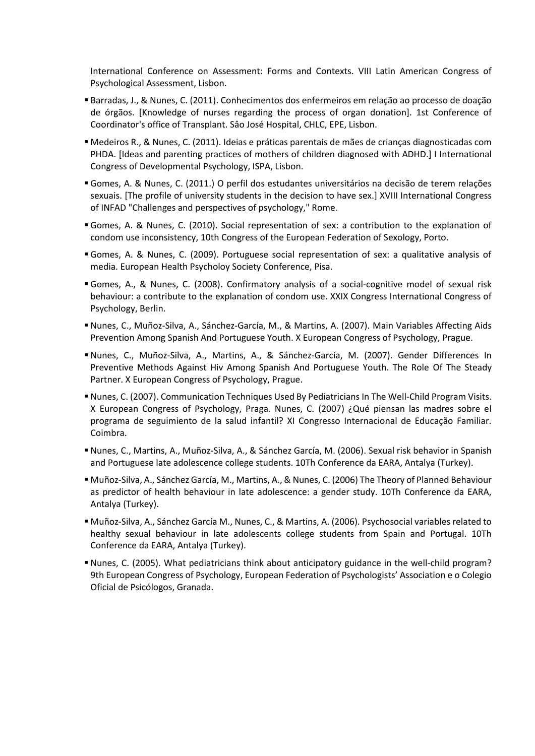International Conference on Assessment: Forms and Contexts. VIII Latin American Congress of Psychological Assessment, Lisbon.

- Barradas, J., & Nunes, C. (2011). Conhecimentos dos enfermeiros em relação ao processo de doação de órgãos. [Knowledge of nurses regarding the process of organ donation]. 1st Conference of Coordinator's office of Transplant. Sâo José Hospital, CHLC, EPE, Lisbon.
- Medeiros R., & Nunes, C. (2011). Ideias e práticas parentais de mães de crianças diagnosticadas com PHDA. [Ideas and parenting practices of mothers of children diagnosed with ADHD.] I International Congress of Developmental Psychology, ISPA, Lisbon.
- Gomes, A. & Nunes, C. (2011.) O perfil dos estudantes universitários na decisão de terem relações sexuais. [The profile of university students in the decision to have sex.] XVIII International Congress of INFAD "Challenges and perspectives of psychology," Rome.
- Gomes, A. & Nunes, C. (2010). Social representation of sex: a contribution to the explanation of condom use inconsistency, 10th Congress of the European Federation of Sexology, Porto.
- Gomes, A. & Nunes, C. (2009). Portuguese social representation of sex: a qualitative analysis of media. European Health Psycholoy Society Conference, Pisa.
- Gomes, A., & Nunes, C. (2008). Confirmatory analysis of a social-cognitive model of sexual risk behaviour: a contribute to the explanation of condom use. XXIX Congress International Congress of Psychology, Berlin.
- Nunes, C., Muñoz-Silva, A., Sánchez-García, M., & Martins, A. (2007). Main Variables Affecting Aids Prevention Among Spanish And Portuguese Youth. X European Congress of Psychology, Prague.
- Nunes, C., Muñoz-Silva, A., Martins, A., & Sánchez-García, M. (2007). Gender Differences In Preventive Methods Against Hiv Among Spanish And Portuguese Youth. The Role Of The Steady Partner. X European Congress of Psychology, Prague.
- Nunes, C. (2007). Communication Techniques Used By Pediatricians In The Well-Child Program Visits. X European Congress of Psychology, Praga. Nunes, C. (2007) ¿Qué piensan las madres sobre el programa de seguimiento de la salud infantil? XI Congresso Internacional de Educação Familiar. Coimbra.
- Nunes, C., Martins, A., Muñoz-Silva, A., & Sánchez García, M. (2006). Sexual risk behavior in Spanish and Portuguese late adolescence college students. 10Th Conference da EARA, Antalya (Turkey).
- Muñoz-Silva, A., Sánchez García, M., Martins, A., & Nunes, C. (2006) The Theory of Planned Behaviour as predictor of health behaviour in late adolescence: a gender study. 10Th Conference da EARA, Antalya (Turkey).
- Muñoz-Silva, A., Sánchez García M., Nunes, C., & Martins, A. (2006). Psychosocial variables related to healthy sexual behaviour in late adolescents college students from Spain and Portugal. 10Th Conference da EARA, Antalya (Turkey).
- Nunes, C. (2005). What pediatricians think about anticipatory guidance in the well-child program? 9th European Congress of Psychology, European Federation of Psychologists' Association e o Colegio Oficial de Psicólogos, Granada.